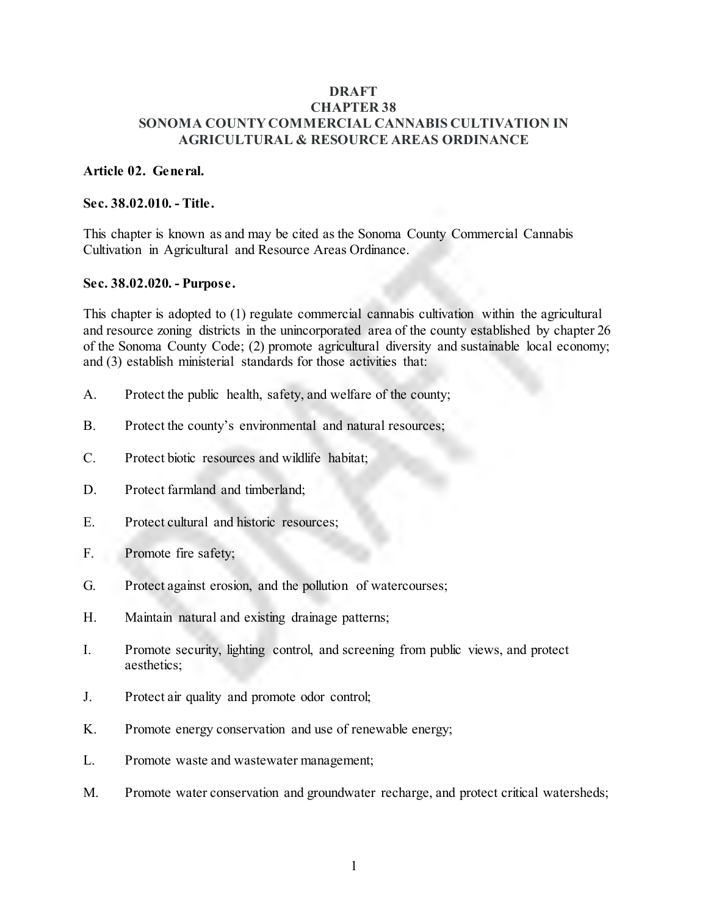# DRAFT
# CHAPTER 38
# SONOMA COUNTY COMMERCIAL CANNABIS CULTIVATION IN AGRICULTURAL & RESOURCE AREAS ORDINANCE

## Article 02. General.

### Sec. 38.02.010. - Title.

This chapter is known as and may be cited as the Sonoma County Commercial Cannabis Cultivation in Agricultural and Resource Areas Ordinance.

### Sec. 38.02.020. - Purpose.

This chapter is adopted to (1) regulate commercial cannabis cultivation within the agricultural and resource zoning districts in the unincorporated area of the county established by chapter 26 of the Sonoma County Code; (2) promote agricultural diversity and sustainable local economy; and (3) establish ministerial standards for those activities that:

A. Protect the public health, safety, and welfare of the county;

B. Protect the county's environmental and natural resources;

C. Protect biotic resources and wildlife habitat;

D. Protect farmland and timberland;

E. Protect cultural and historic resources;

F. Promote fire safety;

G. Protect against erosion, and the pollution of watercourses;

H. Maintain natural and existing drainage patterns;

I. Promote security, lighting control, and screening from public views, and protect aesthetics;

J. Protect air quality and promote odor control;

K. Promote energy conservation and use of renewable energy;

L. Promote waste and wastewater management;

M. Promote water conservation and groundwater recharge, and protect critical watersheds;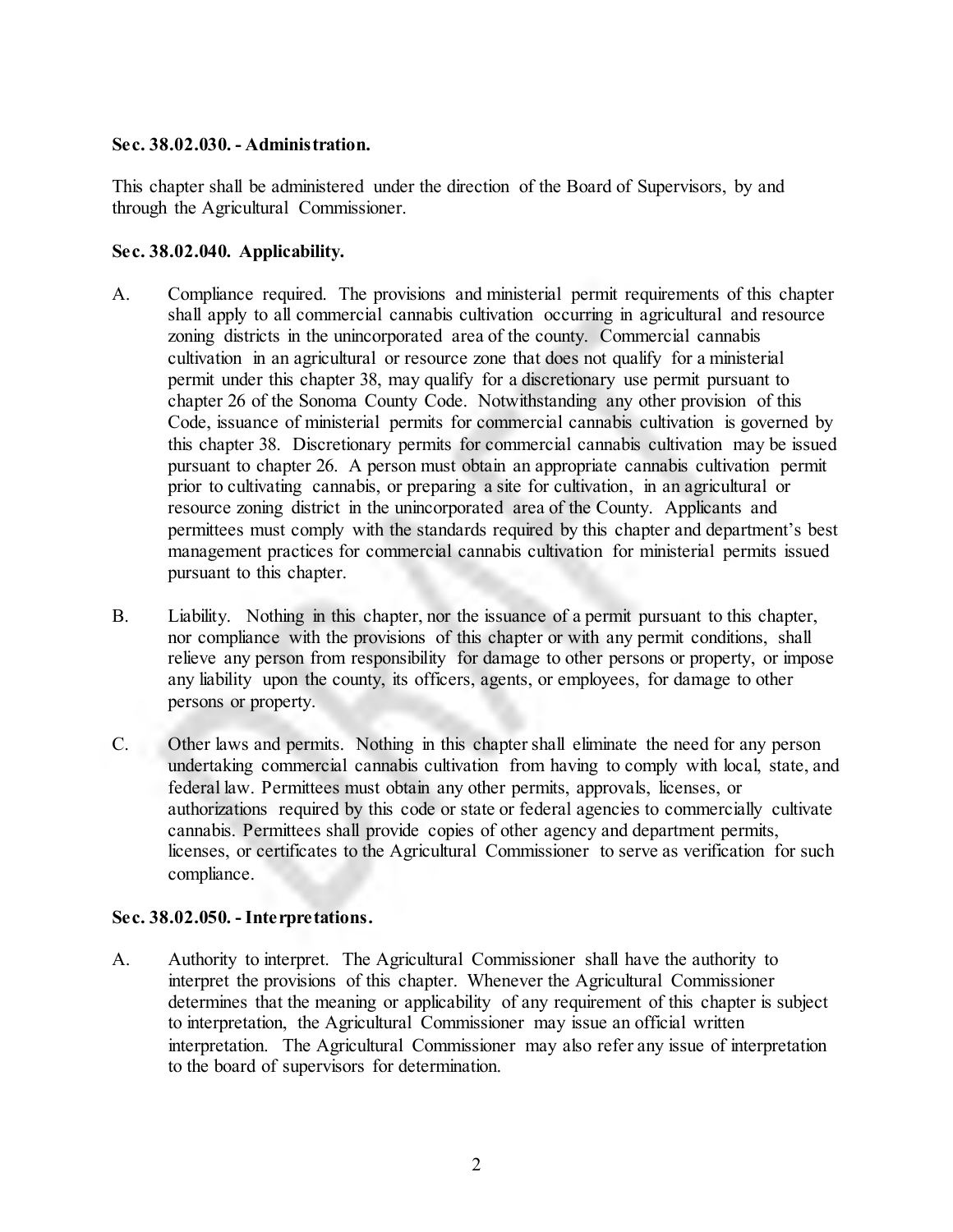**Sec. 38.02.030. - Administration.**

This chapter shall be administered under the direction of the Board of Supervisors, by and through the Agricultural Commissioner.

**Sec. 38.02.040. Applicability.**

A. Compliance required. The provisions and ministerial permit requirements of this chapter shall apply to all commercial cannabis cultivation occurring in agricultural and resource zoning districts in the unincorporated area of the county. Commercial cannabis cultivation in an agricultural or resource zone that does not qualify for a ministerial permit under this chapter 38, may qualify for a discretionary use permit pursuant to chapter 26 of the Sonoma County Code. Notwithstanding any other provision of this Code, issuance of ministerial permits for commercial cannabis cultivation is governed by this chapter 38. Discretionary permits for commercial cannabis cultivation may be issued pursuant to chapter 26. A person must obtain an appropriate cannabis cultivation permit prior to cultivating cannabis, or preparing a site for cultivation, in an agricultural or resource zoning district in the unincorporated area of the County. Applicants and permittees must comply with the standards required by this chapter and department's best management practices for commercial cannabis cultivation for ministerial permits issued pursuant to this chapter.

B. Liability. Nothing in this chapter, nor the issuance of a permit pursuant to this chapter, nor compliance with the provisions of this chapter or with any permit conditions, shall relieve any person from responsibility for damage to other persons or property, or impose any liability upon the county, its officers, agents, or employees, for damage to other persons or property.

C. Other laws and permits. Nothing in this chapter shall eliminate the need for any person undertaking commercial cannabis cultivation from having to comply with local, state, and federal law. Permittees must obtain any other permits, approvals, licenses, or authorizations required by this code or state or federal agencies to commercially cultivate cannabis. Permittees shall provide copies of other agency and department permits, licenses, or certificates to the Agricultural Commissioner to serve as verification for such compliance.

**Sec. 38.02.050. - Interpretations.**

A. Authority to interpret. The Agricultural Commissioner shall have the authority to interpret the provisions of this chapter. Whenever the Agricultural Commissioner determines that the meaning or applicability of any requirement of this chapter is subject to interpretation, the Agricultural Commissioner may issue an official written interpretation. The Agricultural Commissioner may also refer any issue of interpretation to the board of supervisors for determination.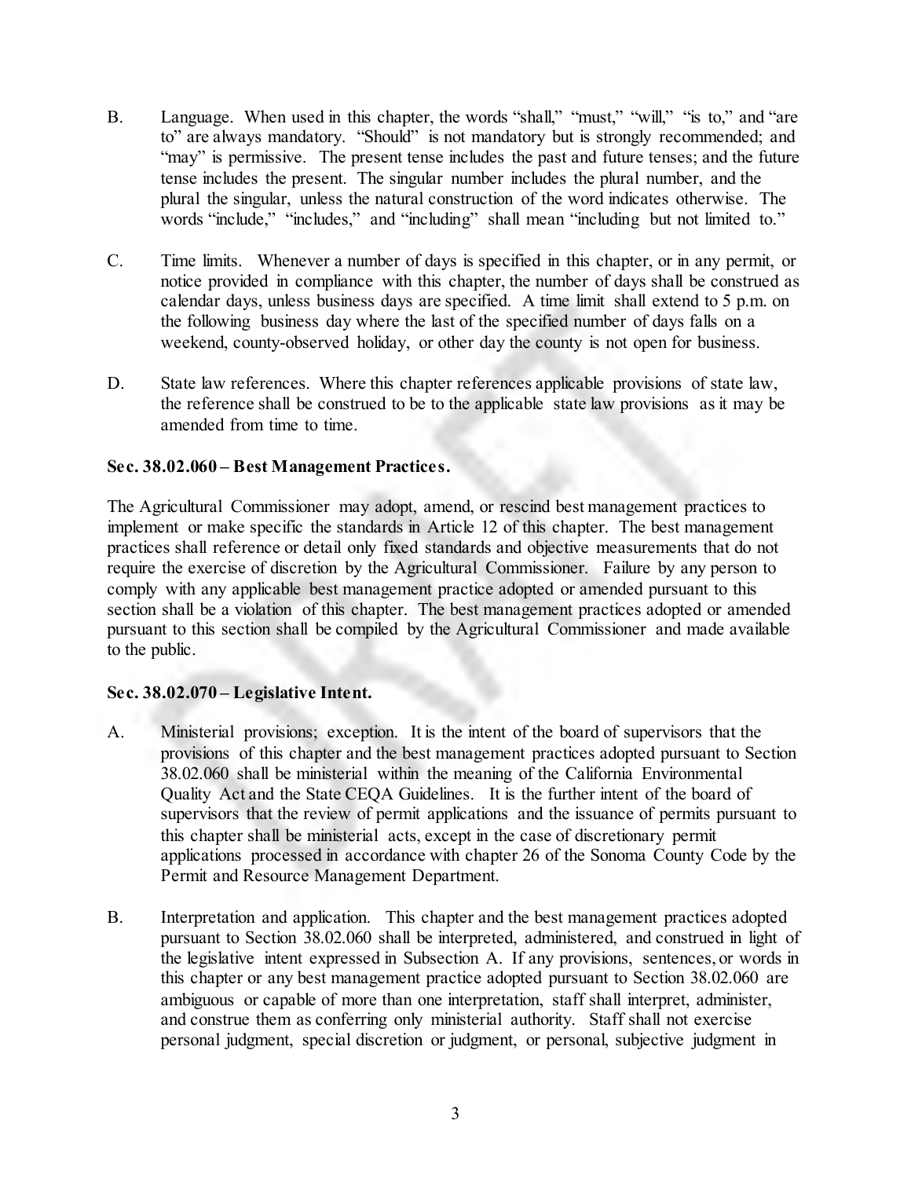B. Language. When used in this chapter, the words "shall," "must," "will," "is to," and "are to" are always mandatory. "Should" is not mandatory but is strongly recommended; and "may" is permissive. The present tense includes the past and future tenses; and the future tense includes the present. The singular number includes the plural number, and the plural the singular, unless the natural construction of the word indicates otherwise. The words "include," "includes," and "including" shall mean "including but not limited to."

C. Time limits. Whenever a number of days is specified in this chapter, or in any permit, or notice provided in compliance with this chapter, the number of days shall be construed as calendar days, unless business days are specified. A time limit shall extend to 5 p.m. on the following business day where the last of the specified number of days falls on a weekend, county-observed holiday, or other day the county is not open for business.

D. State law references. Where this chapter references applicable provisions of state law, the reference shall be construed to be to the applicable state law provisions as it may be amended from time to time.

**Sec. 38.02.060 – Best Management Practices.**

The Agricultural Commissioner may adopt, amend, or rescind best management practices to implement or make specific the standards in Article 12 of this chapter. The best management practices shall reference or detail only fixed standards and objective measurements that do not require the exercise of discretion by the Agricultural Commissioner. Failure by any person to comply with any applicable best management practice adopted or amended pursuant to this section shall be a violation of this chapter. The best management practices adopted or amended pursuant to this section shall be compiled by the Agricultural Commissioner and made available to the public.

**Sec. 38.02.070 – Legislative Intent.**

A. Ministerial provisions; exception. It is the intent of the board of supervisors that the provisions of this chapter and the best management practices adopted pursuant to Section 38.02.060 shall be ministerial within the meaning of the California Environmental Quality Act and the State CEQA Guidelines. It is the further intent of the board of supervisors that the review of permit applications and the issuance of permits pursuant to this chapter shall be ministerial acts, except in the case of discretionary permit applications processed in accordance with chapter 26 of the Sonoma County Code by the Permit and Resource Management Department.

B. Interpretation and application. This chapter and the best management practices adopted pursuant to Section 38.02.060 shall be interpreted, administered, and construed in light of the legislative intent expressed in Subsection A. If any provisions, sentences, or words in this chapter or any best management practice adopted pursuant to Section 38.02.060 are ambiguous or capable of more than one interpretation, staff shall interpret, administer, and construe them as conferring only ministerial authority. Staff shall not exercise personal judgment, special discretion or judgment, or personal, subjective judgment in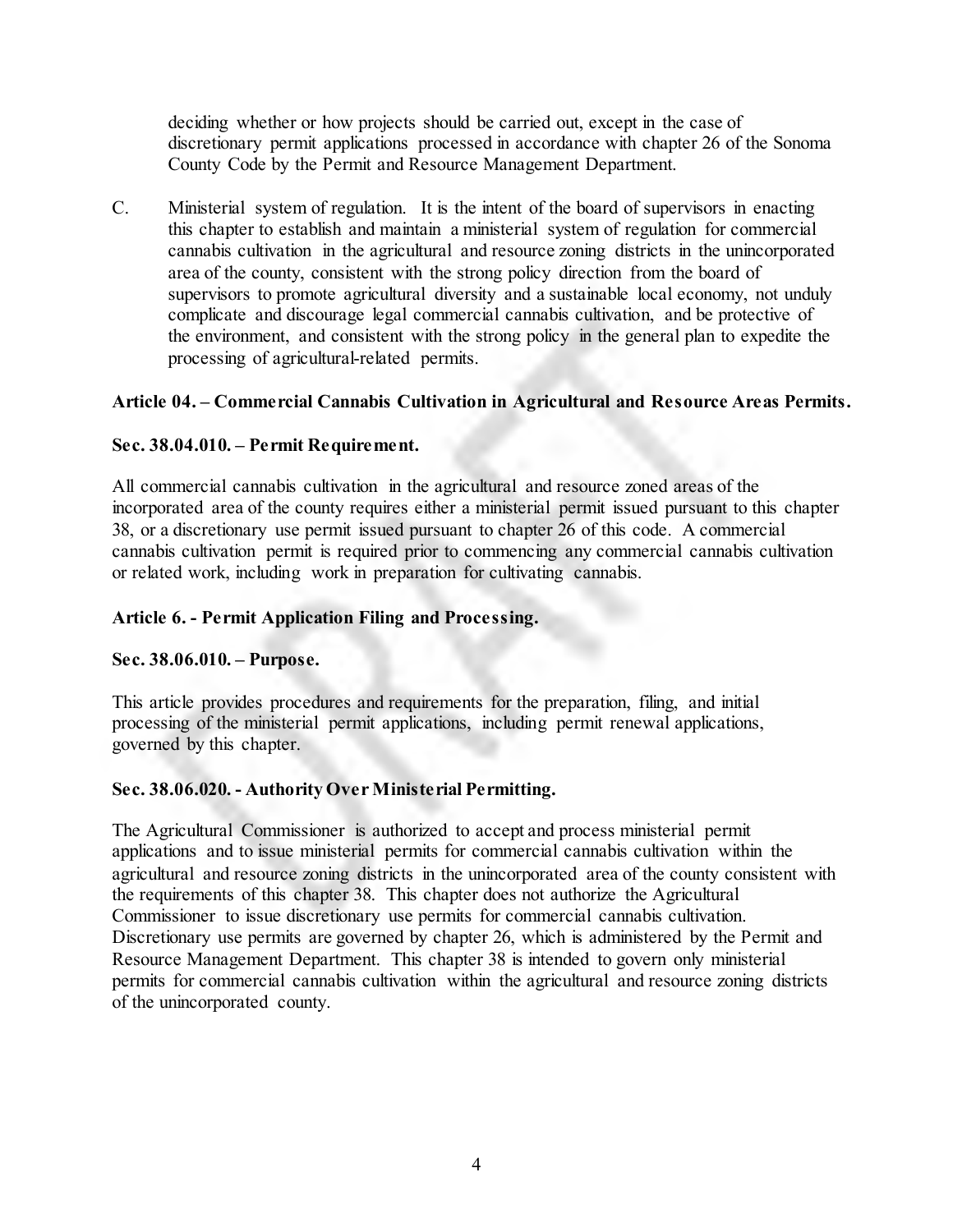deciding whether or how projects should be carried out, except in the case of discretionary permit applications processed in accordance with chapter 26 of the Sonoma County Code by the Permit and Resource Management Department.

C. Ministerial system of regulation. It is the intent of the board of supervisors in enacting this chapter to establish and maintain a ministerial system of regulation for commercial cannabis cultivation in the agricultural and resource zoning districts in the unincorporated area of the county, consistent with the strong policy direction from the board of supervisors to promote agricultural diversity and a sustainable local economy, not unduly complicate and discourage legal commercial cannabis cultivation, and be protective of the environment, and consistent with the strong policy in the general plan to expedite the processing of agricultural-related permits.

**Article 04. – Commercial Cannabis Cultivation in Agricultural and Resource Areas Permits.**

**Sec. 38.04.010. – Permit Requirement.**

All commercial cannabis cultivation in the agricultural and resource zoned areas of the incorporated area of the county requires either a ministerial permit issued pursuant to this chapter 38, or a discretionary use permit issued pursuant to chapter 26 of this code. A commercial cannabis cultivation permit is required prior to commencing any commercial cannabis cultivation or related work, including work in preparation for cultivating cannabis.

**Article 6. - Permit Application Filing and Processing.**

**Sec. 38.06.010. – Purpose.**

This article provides procedures and requirements for the preparation, filing, and initial processing of the ministerial permit applications, including permit renewal applications, governed by this chapter.

**Sec. 38.06.020. - Authority Over Ministerial Permitting.**

The Agricultural Commissioner is authorized to accept and process ministerial permit applications and to issue ministerial permits for commercial cannabis cultivation within the agricultural and resource zoning districts in the unincorporated area of the county consistent with the requirements of this chapter 38. This chapter does not authorize the Agricultural Commissioner to issue discretionary use permits for commercial cannabis cultivation. Discretionary use permits are governed by chapter 26, which is administered by the Permit and Resource Management Department. This chapter 38 is intended to govern only ministerial permits for commercial cannabis cultivation within the agricultural and resource zoning districts of the unincorporated county.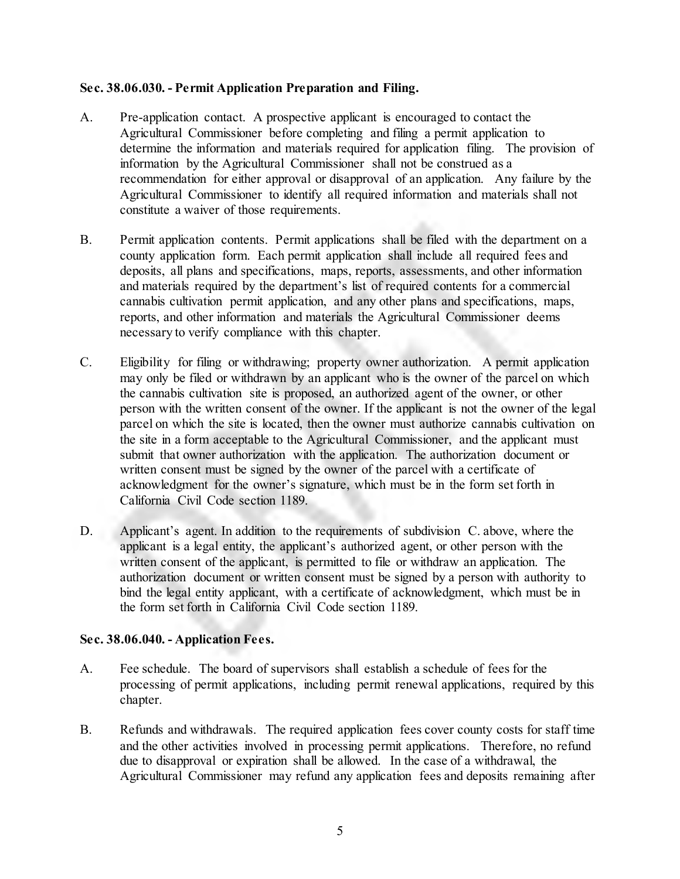**Sec. 38.06.030. - Permit Application Preparation and Filing.**

A. Pre-application contact. A prospective applicant is encouraged to contact the Agricultural Commissioner before completing and filing a permit application to determine the information and materials required for application filing. The provision of information by the Agricultural Commissioner shall not be construed as a recommendation for either approval or disapproval of an application. Any failure by the Agricultural Commissioner to identify all required information and materials shall not constitute a waiver of those requirements.

B. Permit application contents. Permit applications shall be filed with the department on a county application form. Each permit application shall include all required fees and deposits, all plans and specifications, maps, reports, assessments, and other information and materials required by the department's list of required contents for a commercial cannabis cultivation permit application, and any other plans and specifications, maps, reports, and other information and materials the Agricultural Commissioner deems necessary to verify compliance with this chapter.

C. Eligibility for filing or withdrawing; property owner authorization. A permit application may only be filed or withdrawn by an applicant who is the owner of the parcel on which the cannabis cultivation site is proposed, an authorized agent of the owner, or other person with the written consent of the owner. If the applicant is not the owner of the legal parcel on which the site is located, then the owner must authorize cannabis cultivation on the site in a form acceptable to the Agricultural Commissioner, and the applicant must submit that owner authorization with the application. The authorization document or written consent must be signed by the owner of the parcel with a certificate of acknowledgment for the owner's signature, which must be in the form set forth in California Civil Code section 1189.

D. Applicant's agent. In addition to the requirements of subdivision C. above, where the applicant is a legal entity, the applicant's authorized agent, or other person with the written consent of the applicant, is permitted to file or withdraw an application. The authorization document or written consent must be signed by a person with authority to bind the legal entity applicant, with a certificate of acknowledgment, which must be in the form set forth in California Civil Code section 1189.

**Sec. 38.06.040. - Application Fees.**

A. Fee schedule. The board of supervisors shall establish a schedule of fees for the processing of permit applications, including permit renewal applications, required by this chapter.

B. Refunds and withdrawals. The required application fees cover county costs for staff time and the other activities involved in processing permit applications. Therefore, no refund due to disapproval or expiration shall be allowed. In the case of a withdrawal, the Agricultural Commissioner may refund any application fees and deposits remaining after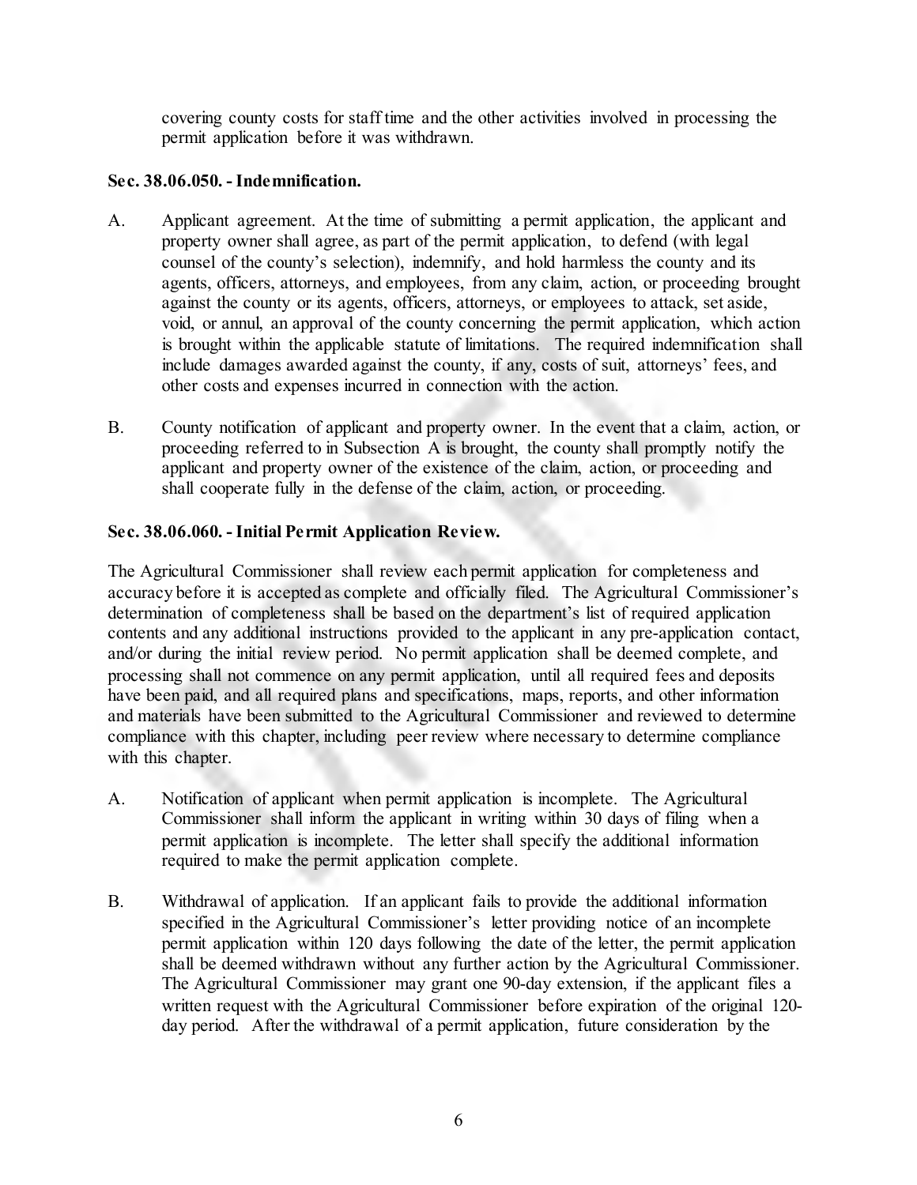covering county costs for staff time and the other activities involved in processing the permit application before it was withdrawn.

**Sec. 38.06.050. - Indemnification.**

A. Applicant agreement. At the time of submitting a permit application, the applicant and property owner shall agree, as part of the permit application, to defend (with legal counsel of the county's selection), indemnify, and hold harmless the county and its agents, officers, attorneys, and employees, from any claim, action, or proceeding brought against the county or its agents, officers, attorneys, or employees to attack, set aside, void, or annul, an approval of the county concerning the permit application, which action is brought within the applicable statute of limitations. The required indemnification shall include damages awarded against the county, if any, costs of suit, attorneys' fees, and other costs and expenses incurred in connection with the action.

B. County notification of applicant and property owner. In the event that a claim, action, or proceeding referred to in Subsection A is brought, the county shall promptly notify the applicant and property owner of the existence of the claim, action, or proceeding and shall cooperate fully in the defense of the claim, action, or proceeding.

**Sec. 38.06.060. - Initial Permit Application Review.**

The Agricultural Commissioner shall review each permit application for completeness and accuracy before it is accepted as complete and officially filed. The Agricultural Commissioner's determination of completeness shall be based on the department's list of required application contents and any additional instructions provided to the applicant in any pre-application contact, and/or during the initial review period. No permit application shall be deemed complete, and processing shall not commence on any permit application, until all required fees and deposits have been paid, and all required plans and specifications, maps, reports, and other information and materials have been submitted to the Agricultural Commissioner and reviewed to determine compliance with this chapter, including peer review where necessary to determine compliance with this chapter.

A. Notification of applicant when permit application is incomplete. The Agricultural Commissioner shall inform the applicant in writing within 30 days of filing when a permit application is incomplete. The letter shall specify the additional information required to make the permit application complete.

B. Withdrawal of application. If an applicant fails to provide the additional information specified in the Agricultural Commissioner's letter providing notice of an incomplete permit application within 120 days following the date of the letter, the permit application shall be deemed withdrawn without any further action by the Agricultural Commissioner. The Agricultural Commissioner may grant one 90-day extension, if the applicant files a written request with the Agricultural Commissioner before expiration of the original 120-day period. After the withdrawal of a permit application, future consideration by the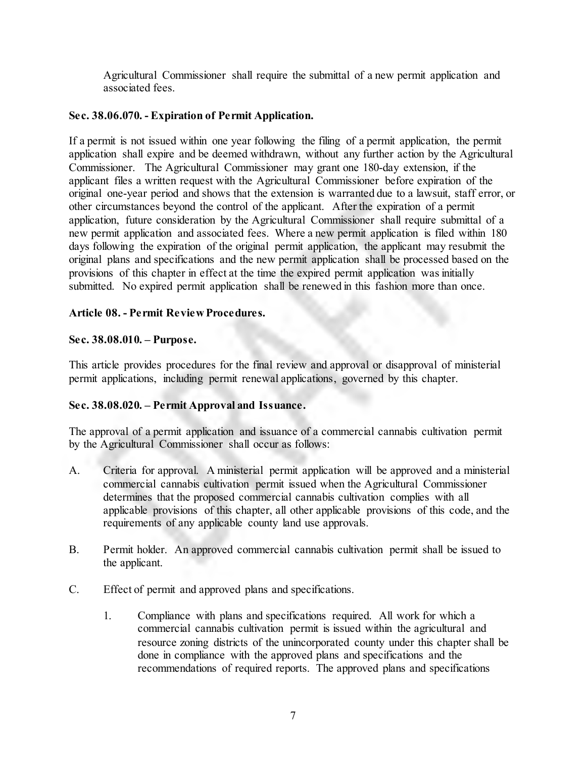Agricultural Commissioner shall require the submittal of a new permit application and associated fees.

### Sec. 38.06.070. - Expiration of Permit Application.

If a permit is not issued within one year following the filing of a permit application, the permit application shall expire and be deemed withdrawn, without any further action by the Agricultural Commissioner. The Agricultural Commissioner may grant one 180-day extension, if the applicant files a written request with the Agricultural Commissioner before expiration of the original one-year period and shows that the extension is warranted due to a lawsuit, staff error, or other circumstances beyond the control of the applicant. After the expiration of a permit application, future consideration by the Agricultural Commissioner shall require submittal of a new permit application and associated fees. Where a new permit application is filed within 180 days following the expiration of the original permit application, the applicant may resubmit the original plans and specifications and the new permit application shall be processed based on the provisions of this chapter in effect at the time the expired permit application was initially submitted. No expired permit application shall be renewed in this fashion more than once.

## Article 08. - Permit Review Procedures.

### Sec. 38.08.010. – Purpose.

This article provides procedures for the final review and approval or disapproval of ministerial permit applications, including permit renewal applications, governed by this chapter.

### Sec. 38.08.020. – Permit Approval and Issuance.

The approval of a permit application and issuance of a commercial cannabis cultivation permit by the Agricultural Commissioner shall occur as follows:

A. Criteria for approval. A ministerial permit application will be approved and a ministerial commercial cannabis cultivation permit issued when the Agricultural Commissioner determines that the proposed commercial cannabis cultivation complies with all applicable provisions of this chapter, all other applicable provisions of this code, and the requirements of any applicable county land use approvals.

B. Permit holder. An approved commercial cannabis cultivation permit shall be issued to the applicant.

C. Effect of permit and approved plans and specifications.

   1. Compliance with plans and specifications required. All work for which a commercial cannabis cultivation permit is issued within the agricultural and resource zoning districts of the unincorporated county under this chapter shall be done in compliance with the approved plans and specifications and the recommendations of required reports. The approved plans and specifications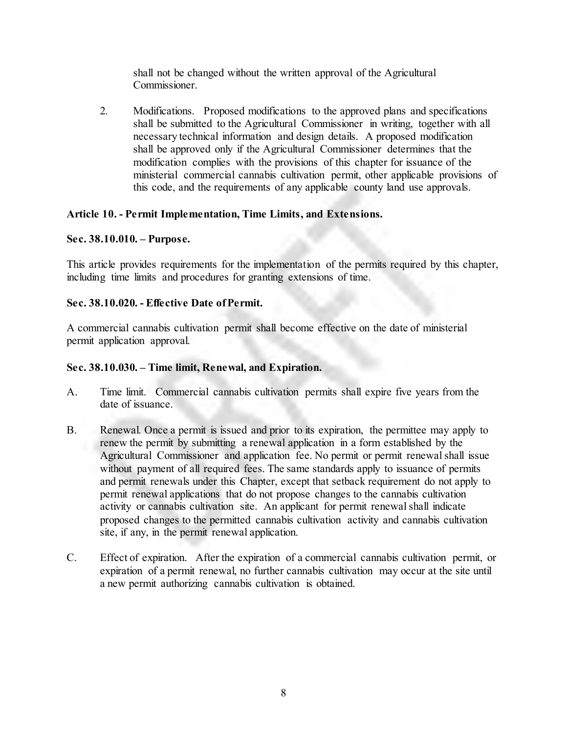shall not be changed without the written approval of the Agricultural Commissioner.

2. Modifications. Proposed modifications to the approved plans and specifications shall be submitted to the Agricultural Commissioner in writing, together with all necessary technical information and design details. A proposed modification shall be approved only if the Agricultural Commissioner determines that the modification complies with the provisions of this chapter for issuance of the ministerial commercial cannabis cultivation permit, other applicable provisions of this code, and the requirements of any applicable county land use approvals.

**Article 10. - Permit Implementation, Time Limits, and Extensions.**

**Sec. 38.10.010. – Purpose.**

This article provides requirements for the implementation of the permits required by this chapter, including time limits and procedures for granting extensions of time.

**Sec. 38.10.020. - Effective Date of Permit.**

A commercial cannabis cultivation permit shall become effective on the date of ministerial permit application approval.

**Sec. 38.10.030. – Time limit, Renewal, and Expiration.**

A. Time limit. Commercial cannabis cultivation permits shall expire five years from the date of issuance.

B. Renewal. Once a permit is issued and prior to its expiration, the permittee may apply to renew the permit by submitting a renewal application in a form established by the Agricultural Commissioner and application fee. No permit or permit renewal shall issue without payment of all required fees. The same standards apply to issuance of permits and permit renewals under this Chapter, except that setback requirement do not apply to permit renewal applications that do not propose changes to the cannabis cultivation activity or cannabis cultivation site. An applicant for permit renewal shall indicate proposed changes to the permitted cannabis cultivation activity and cannabis cultivation site, if any, in the permit renewal application.

C. Effect of expiration. After the expiration of a commercial cannabis cultivation permit, or expiration of a permit renewal, no further cannabis cultivation may occur at the site until a new permit authorizing cannabis cultivation is obtained.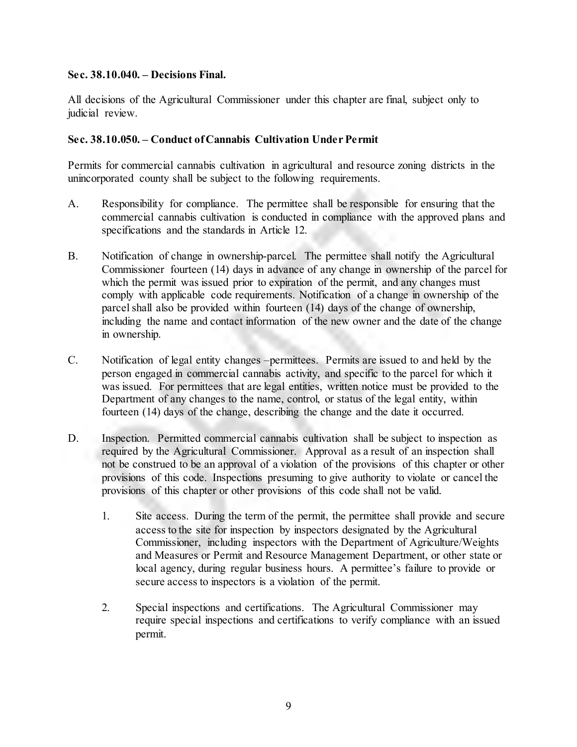**Sec. 38.10.040. – Decisions Final.**

All decisions of the Agricultural Commissioner under this chapter are final, subject only to judicial review.

**Sec. 38.10.050. – Conduct of Cannabis Cultivation Under Permit**

Permits for commercial cannabis cultivation in agricultural and resource zoning districts in the unincorporated county shall be subject to the following requirements.

A. Responsibility for compliance. The permittee shall be responsible for ensuring that the commercial cannabis cultivation is conducted in compliance with the approved plans and specifications and the standards in Article 12.

B. Notification of change in ownership-parcel. The permittee shall notify the Agricultural Commissioner fourteen (14) days in advance of any change in ownership of the parcel for which the permit was issued prior to expiration of the permit, and any changes must comply with applicable code requirements. Notification of a change in ownership of the parcel shall also be provided within fourteen (14) days of the change of ownership, including the name and contact information of the new owner and the date of the change in ownership.

C. Notification of legal entity changes –permittees. Permits are issued to and held by the person engaged in commercial cannabis activity, and specific to the parcel for which it was issued. For permittees that are legal entities, written notice must be provided to the Department of any changes to the name, control, or status of the legal entity, within fourteen (14) days of the change, describing the change and the date it occurred.

D. Inspection. Permitted commercial cannabis cultivation shall be subject to inspection as required by the Agricultural Commissioner. Approval as a result of an inspection shall not be construed to be an approval of a violation of the provisions of this chapter or other provisions of this code. Inspections presuming to give authority to violate or cancel the provisions of this chapter or other provisions of this code shall not be valid.

   1. Site access. During the term of the permit, the permittee shall provide and secure access to the site for inspection by inspectors designated by the Agricultural Commissioner, including inspectors with the Department of Agriculture/Weights and Measures or Permit and Resource Management Department, or other state or local agency, during regular business hours. A permittee's failure to provide or secure access to inspectors is a violation of the permit.

   2. Special inspections and certifications. The Agricultural Commissioner may require special inspections and certifications to verify compliance with an issued permit.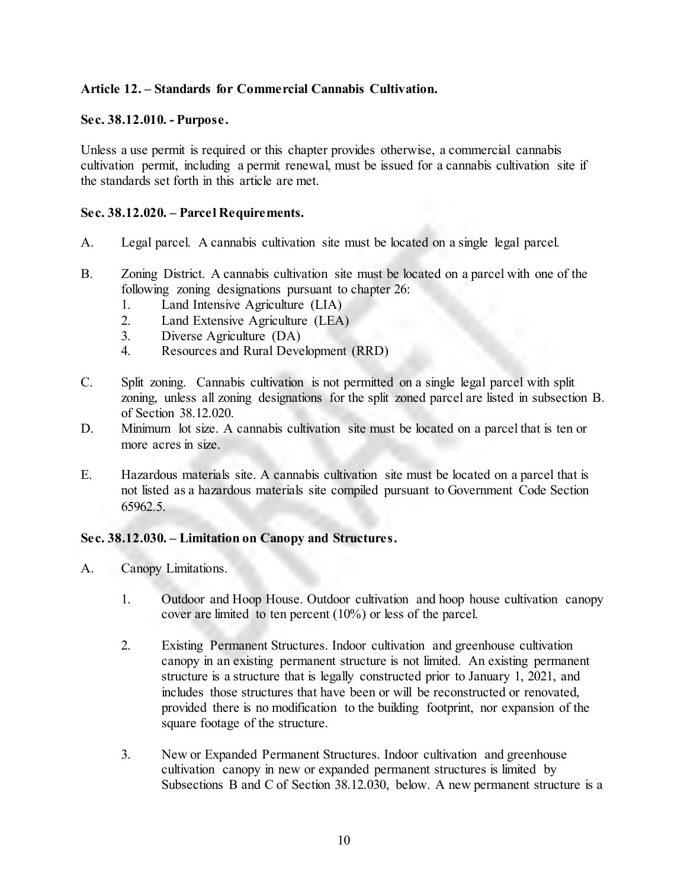## Article 12. – Standards for Commercial Cannabis Cultivation.

### Sec. 38.12.010. - Purpose.

Unless a use permit is required or this chapter provides otherwise, a commercial cannabis cultivation permit, including a permit renewal, must be issued for a cannabis cultivation site if the standards set forth in this article are met.

### Sec. 38.12.020. – Parcel Requirements.

A. Legal parcel. A cannabis cultivation site must be located on a single legal parcel.

B. Zoning District. A cannabis cultivation site must be located on a parcel with one of the following zoning designations pursuant to chapter 26:
   1. Land Intensive Agriculture (LIA)
   2. Land Extensive Agriculture (LEA)
   3. Diverse Agriculture (DA)
   4. Resources and Rural Development (RRD)

C. Split zoning. Cannabis cultivation is not permitted on a single legal parcel with split zoning, unless all zoning designations for the split zoned parcel are listed in subsection B. of Section 38.12.020.

D. Minimum lot size. A cannabis cultivation site must be located on a parcel that is ten or more acres in size.

E. Hazardous materials site. A cannabis cultivation site must be located on a parcel that is not listed as a hazardous materials site compiled pursuant to Government Code Section 65962.5.

### Sec. 38.12.030. – Limitation on Canopy and Structures.

A. Canopy Limitations.

   1. Outdoor and Hoop House. Outdoor cultivation and hoop house cultivation canopy cover are limited to ten percent (10%) or less of the parcel.

   2. Existing Permanent Structures. Indoor cultivation and greenhouse cultivation canopy in an existing permanent structure is not limited. An existing permanent structure is a structure that is legally constructed prior to January 1, 2021, and includes those structures that have been or will be reconstructed or renovated, provided there is no modification to the building footprint, nor expansion of the square footage of the structure.

   3. New or Expanded Permanent Structures. Indoor cultivation and greenhouse cultivation canopy in new or expanded permanent structures is limited by Subsections B and C of Section 38.12.030, below. A new permanent structure is a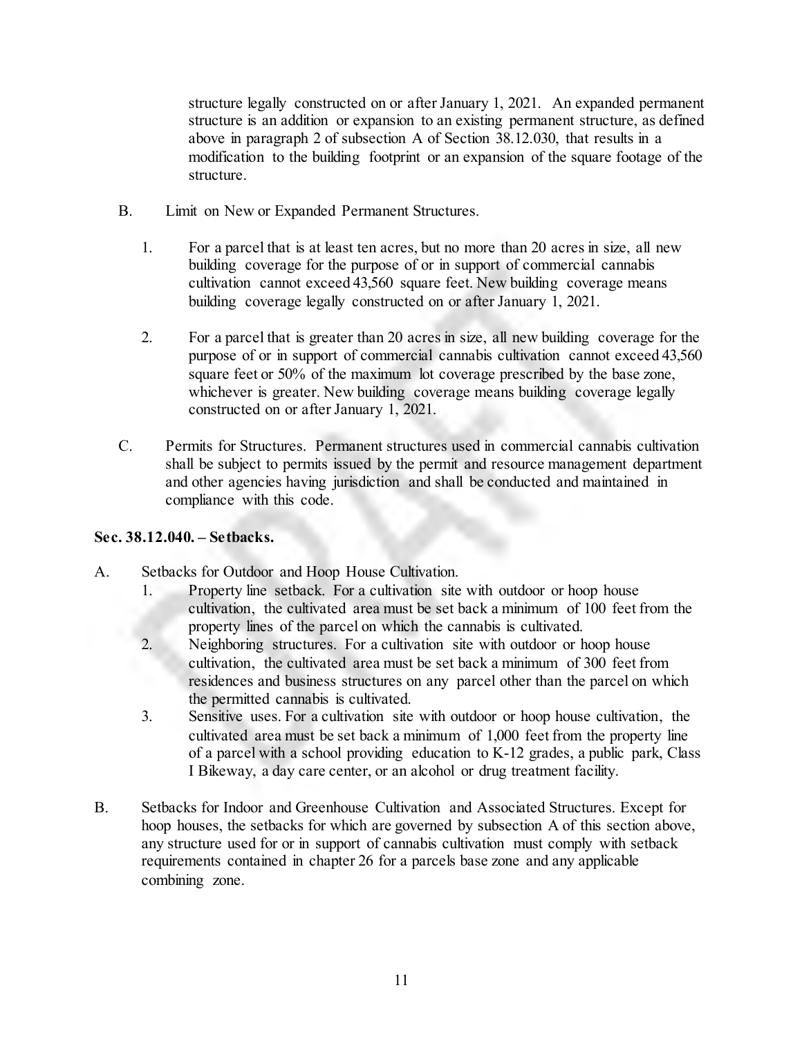structure legally constructed on or after January 1, 2021. An expanded permanent structure is an addition or expansion to an existing permanent structure, as defined above in paragraph 2 of subsection A of Section 38.12.030, that results in a modification to the building footprint or an expansion of the square footage of the structure.

B. Limit on New or Expanded Permanent Structures.

1. For a parcel that is at least ten acres, but no more than 20 acres in size, all new building coverage for the purpose of or in support of commercial cannabis cultivation cannot exceed 43,560 square feet. New building coverage means building coverage legally constructed on or after January 1, 2021.

2. For a parcel that is greater than 20 acres in size, all new building coverage for the purpose of or in support of commercial cannabis cultivation cannot exceed 43,560 square feet or 50% of the maximum lot coverage prescribed by the base zone, whichever is greater. New building coverage means building coverage legally constructed on or after January 1, 2021.

C. Permits for Structures. Permanent structures used in commercial cannabis cultivation shall be subject to permits issued by the permit and resource management department and other agencies having jurisdiction and shall be conducted and maintained in compliance with this code.

**Sec. 38.12.040. – Setbacks.**

A. Setbacks for Outdoor and Hoop House Cultivation.

1. Property line setback. For a cultivation site with outdoor or hoop house cultivation, the cultivated area must be set back a minimum of 100 feet from the property lines of the parcel on which the cannabis is cultivated.
2. Neighboring structures. For a cultivation site with outdoor or hoop house cultivation, the cultivated area must be set back a minimum of 300 feet from residences and business structures on any parcel other than the parcel on which the permitted cannabis is cultivated.
3. Sensitive uses. For a cultivation site with outdoor or hoop house cultivation, the cultivated area must be set back a minimum of 1,000 feet from the property line of a parcel with a school providing education to K-12 grades, a public park, Class I Bikeway, a day care center, or an alcohol or drug treatment facility.

B. Setbacks for Indoor and Greenhouse Cultivation and Associated Structures. Except for hoop houses, the setbacks for which are governed by subsection A of this section above, any structure used for or in support of cannabis cultivation must comply with setback requirements contained in chapter 26 for a parcels base zone and any applicable combining zone.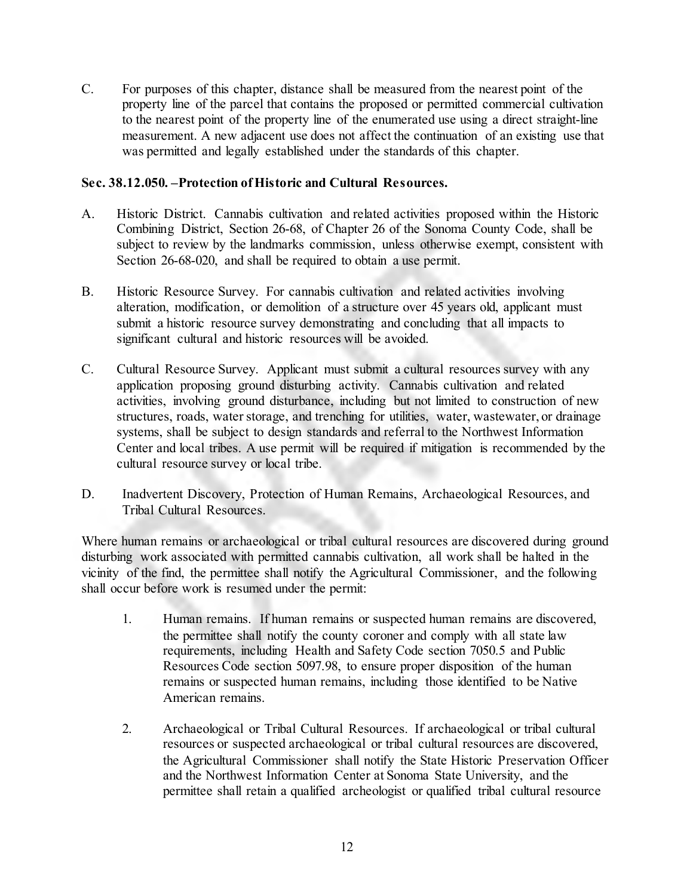C. For purposes of this chapter, distance shall be measured from the nearest point of the property line of the parcel that contains the proposed or permitted commercial cultivation to the nearest point of the property line of the enumerated use using a direct straight-line measurement. A new adjacent use does not affect the continuation of an existing use that was permitted and legally established under the standards of this chapter.

**Sec. 38.12.050. –Protection of Historic and Cultural Resources.**

A. Historic District. Cannabis cultivation and related activities proposed within the Historic Combining District, Section 26-68, of Chapter 26 of the Sonoma County Code, shall be subject to review by the landmarks commission, unless otherwise exempt, consistent with Section 26-68-020, and shall be required to obtain a use permit.

B. Historic Resource Survey. For cannabis cultivation and related activities involving alteration, modification, or demolition of a structure over 45 years old, applicant must submit a historic resource survey demonstrating and concluding that all impacts to significant cultural and historic resources will be avoided.

C. Cultural Resource Survey. Applicant must submit a cultural resources survey with any application proposing ground disturbing activity. Cannabis cultivation and related activities, involving ground disturbance, including but not limited to construction of new structures, roads, water storage, and trenching for utilities, water, wastewater, or drainage systems, shall be subject to design standards and referral to the Northwest Information Center and local tribes. A use permit will be required if mitigation is recommended by the cultural resource survey or local tribe.

D. Inadvertent Discovery, Protection of Human Remains, Archaeological Resources, and Tribal Cultural Resources.

Where human remains or archaeological or tribal cultural resources are discovered during ground disturbing work associated with permitted cannabis cultivation, all work shall be halted in the vicinity of the find, the permittee shall notify the Agricultural Commissioner, and the following shall occur before work is resumed under the permit:

1. Human remains. If human remains or suspected human remains are discovered, the permittee shall notify the county coroner and comply with all state law requirements, including Health and Safety Code section 7050.5 and Public Resources Code section 5097.98, to ensure proper disposition of the human remains or suspected human remains, including those identified to be Native American remains.

2. Archaeological or Tribal Cultural Resources. If archaeological or tribal cultural resources or suspected archaeological or tribal cultural resources are discovered, the Agricultural Commissioner shall notify the State Historic Preservation Officer and the Northwest Information Center at Sonoma State University, and the permittee shall retain a qualified archeologist or qualified tribal cultural resource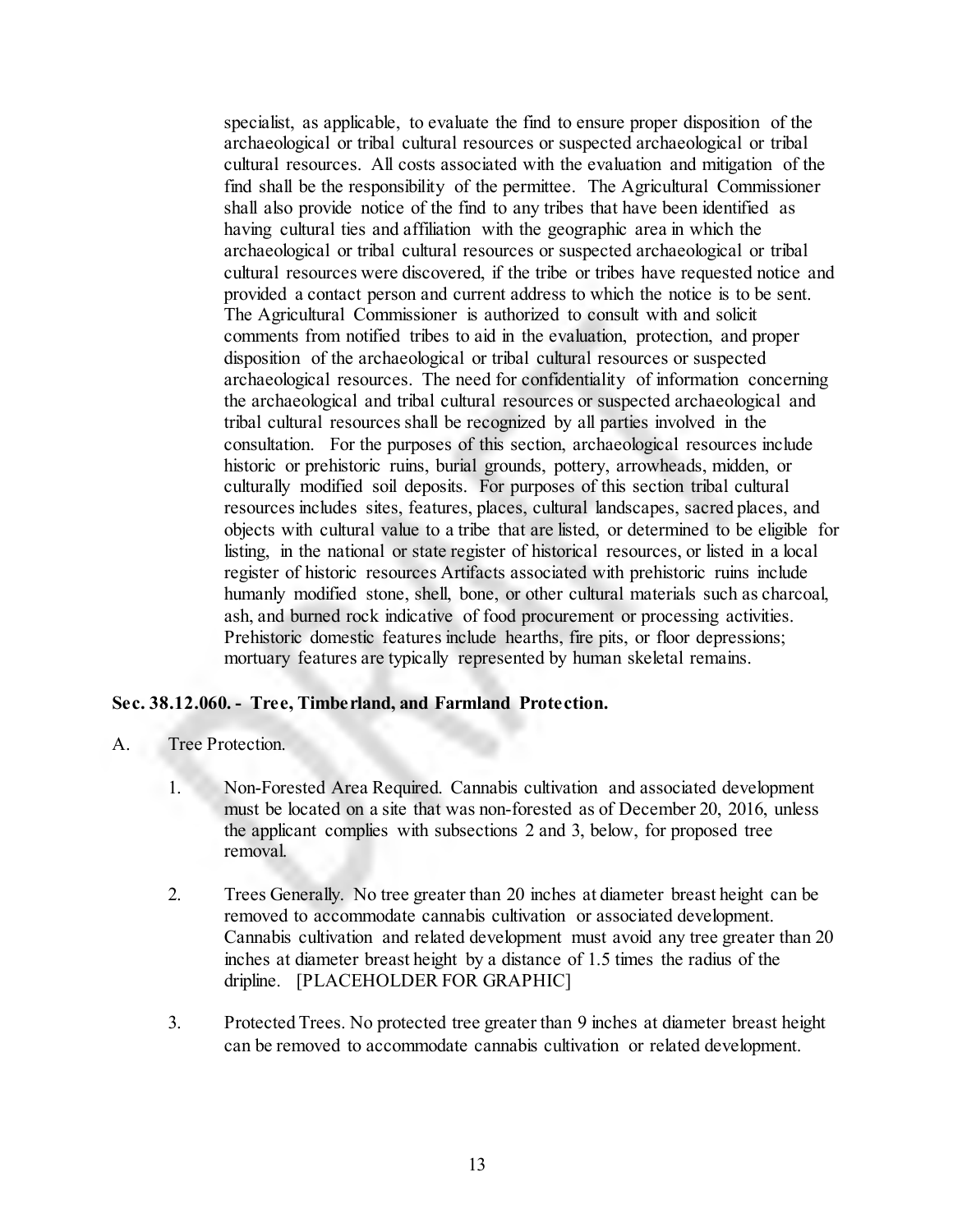specialist, as applicable, to evaluate the find to ensure proper disposition of the archaeological or tribal cultural resources or suspected archaeological or tribal cultural resources. All costs associated with the evaluation and mitigation of the find shall be the responsibility of the permittee. The Agricultural Commissioner shall also provide notice of the find to any tribes that have been identified as having cultural ties and affiliation with the geographic area in which the archaeological or tribal cultural resources or suspected archaeological or tribal cultural resources were discovered, if the tribe or tribes have requested notice and provided a contact person and current address to which the notice is to be sent. The Agricultural Commissioner is authorized to consult with and solicit comments from notified tribes to aid in the evaluation, protection, and proper disposition of the archaeological or tribal cultural resources or suspected archaeological resources. The need for confidentiality of information concerning the archaeological and tribal cultural resources or suspected archaeological and tribal cultural resources shall be recognized by all parties involved in the consultation. For the purposes of this section, archaeological resources include historic or prehistoric ruins, burial grounds, pottery, arrowheads, midden, or culturally modified soil deposits. For purposes of this section tribal cultural resources includes sites, features, places, cultural landscapes, sacred places, and objects with cultural value to a tribe that are listed, or determined to be eligible for listing, in the national or state register of historical resources, or listed in a local register of historic resources Artifacts associated with prehistoric ruins include humanly modified stone, shell, bone, or other cultural materials such as charcoal, ash, and burned rock indicative of food procurement or processing activities. Prehistoric domestic features include hearths, fire pits, or floor depressions; mortuary features are typically represented by human skeletal remains.

**Sec. 38.12.060. - Tree, Timberland, and Farmland Protection.**

A. Tree Protection.

1. Non-Forested Area Required. Cannabis cultivation and associated development must be located on a site that was non-forested as of December 20, 2016, unless the applicant complies with subsections 2 and 3, below, for proposed tree removal.

2. Trees Generally. No tree greater than 20 inches at diameter breast height can be removed to accommodate cannabis cultivation or associated development. Cannabis cultivation and related development must avoid any tree greater than 20 inches at diameter breast height by a distance of 1.5 times the radius of the dripline. [PLACEHOLDER FOR GRAPHIC]

3. Protected Trees. No protected tree greater than 9 inches at diameter breast height can be removed to accommodate cannabis cultivation or related development.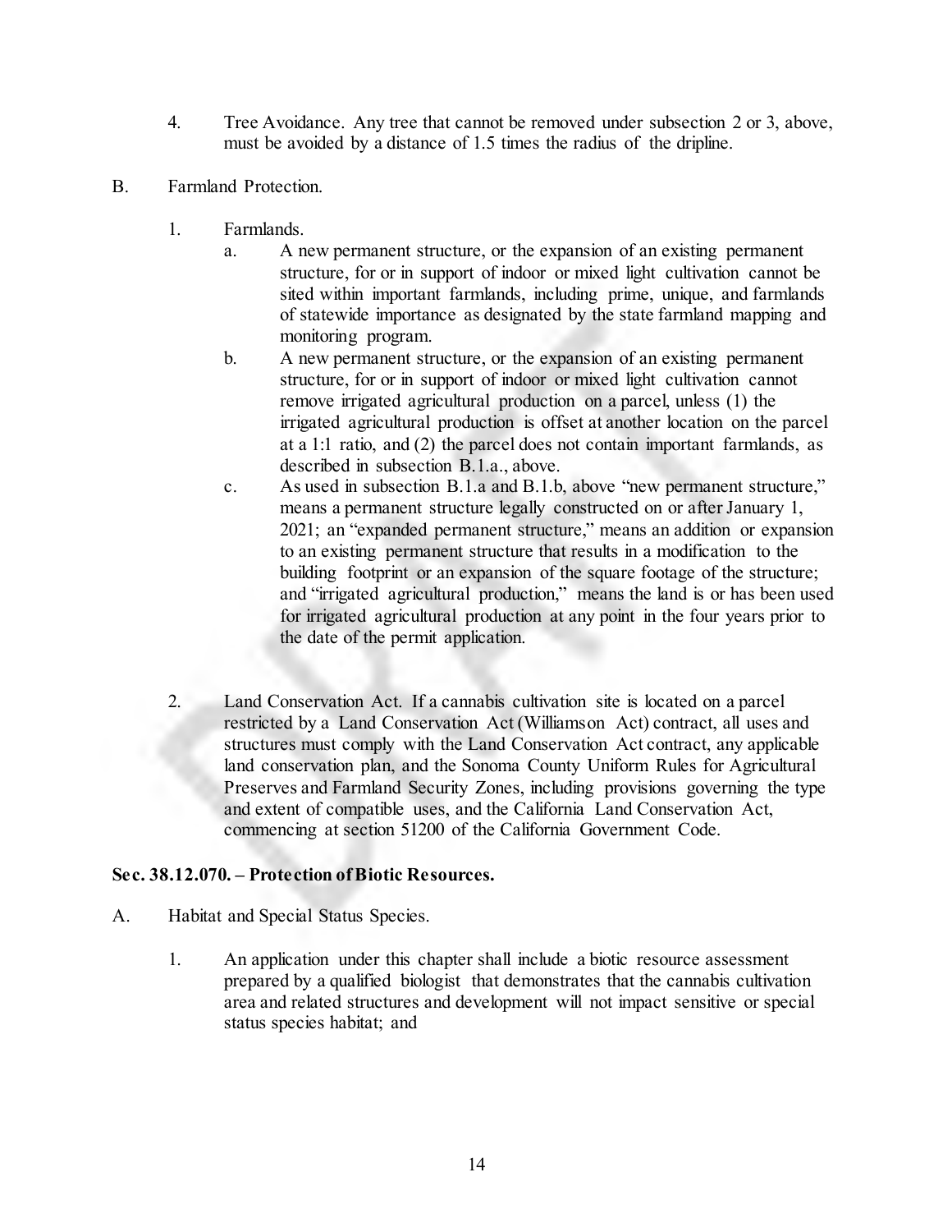4. Tree Avoidance. Any tree that cannot be removed under subsection 2 or 3, above, must be avoided by a distance of 1.5 times the radius of the dripline.

B. Farmland Protection.

1. Farmlands.
   a. A new permanent structure, or the expansion of an existing permanent structure, for or in support of indoor or mixed light cultivation cannot be sited within important farmlands, including prime, unique, and farmlands of statewide importance as designated by the state farmland mapping and monitoring program.
   b. A new permanent structure, or the expansion of an existing permanent structure, for or in support of indoor or mixed light cultivation cannot remove irrigated agricultural production on a parcel, unless (1) the irrigated agricultural production is offset at another location on the parcel at a 1:1 ratio, and (2) the parcel does not contain important farmlands, as described in subsection B.1.a., above.
   c. As used in subsection B.1.a and B.1.b, above "new permanent structure," means a permanent structure legally constructed on or after January 1, 2021; an "expanded permanent structure," means an addition or expansion to an existing permanent structure that results in a modification to the building footprint or an expansion of the square footage of the structure; and "irrigated agricultural production," means the land is or has been used for irrigated agricultural production at any point in the four years prior to the date of the permit application.

2. Land Conservation Act. If a cannabis cultivation site is located on a parcel restricted by a Land Conservation Act (Williamson Act) contract, all uses and structures must comply with the Land Conservation Act contract, any applicable land conservation plan, and the Sonoma County Uniform Rules for Agricultural Preserves and Farmland Security Zones, including provisions governing the type and extent of compatible uses, and the California Land Conservation Act, commencing at section 51200 of the California Government Code.

**Sec. 38.12.070. – Protection of Biotic Resources.**

A. Habitat and Special Status Species.

1. An application under this chapter shall include a biotic resource assessment prepared by a qualified biologist that demonstrates that the cannabis cultivation area and related structures and development will not impact sensitive or special status species habitat; and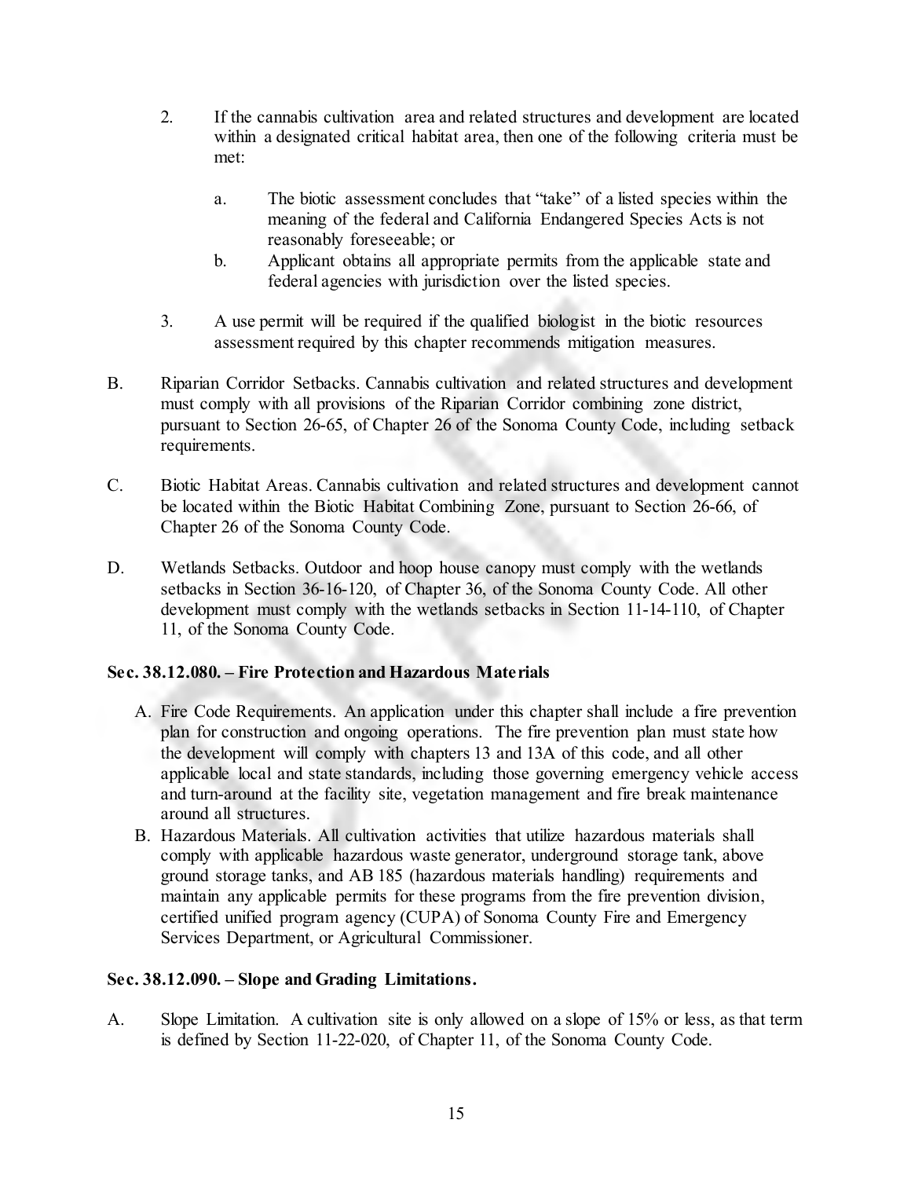2. If the cannabis cultivation area and related structures and development are located within a designated critical habitat area, then one of the following criteria must be met:

   a. The biotic assessment concludes that "take" of a listed species within the meaning of the federal and California Endangered Species Acts is not reasonably foreseeable; or
   b. Applicant obtains all appropriate permits from the applicable state and federal agencies with jurisdiction over the listed species.

3. A use permit will be required if the qualified biologist in the biotic resources assessment required by this chapter recommends mitigation measures.

B. Riparian Corridor Setbacks. Cannabis cultivation and related structures and development must comply with all provisions of the Riparian Corridor combining zone district, pursuant to Section 26-65, of Chapter 26 of the Sonoma County Code, including setback requirements.

C. Biotic Habitat Areas. Cannabis cultivation and related structures and development cannot be located within the Biotic Habitat Combining Zone, pursuant to Section 26-66, of Chapter 26 of the Sonoma County Code.

D. Wetlands Setbacks. Outdoor and hoop house canopy must comply with the wetlands setbacks in Section 36-16-120, of Chapter 36, of the Sonoma County Code. All other development must comply with the wetlands setbacks in Section 11-14-110, of Chapter 11, of the Sonoma County Code.

**Sec. 38.12.080. – Fire Protection and Hazardous Materials**

A. Fire Code Requirements. An application under this chapter shall include a fire prevention plan for construction and ongoing operations. The fire prevention plan must state how the development will comply with chapters 13 and 13A of this code, and all other applicable local and state standards, including those governing emergency vehicle access and turn-around at the facility site, vegetation management and fire break maintenance around all structures.

B. Hazardous Materials. All cultivation activities that utilize hazardous materials shall comply with applicable hazardous waste generator, underground storage tank, above ground storage tanks, and AB 185 (hazardous materials handling) requirements and maintain any applicable permits for these programs from the fire prevention division, certified unified program agency (CUPA) of Sonoma County Fire and Emergency Services Department, or Agricultural Commissioner.

**Sec. 38.12.090. – Slope and Grading Limitations.**

A. Slope Limitation. A cultivation site is only allowed on a slope of 15% or less, as that term is defined by Section 11-22-020, of Chapter 11, of the Sonoma County Code.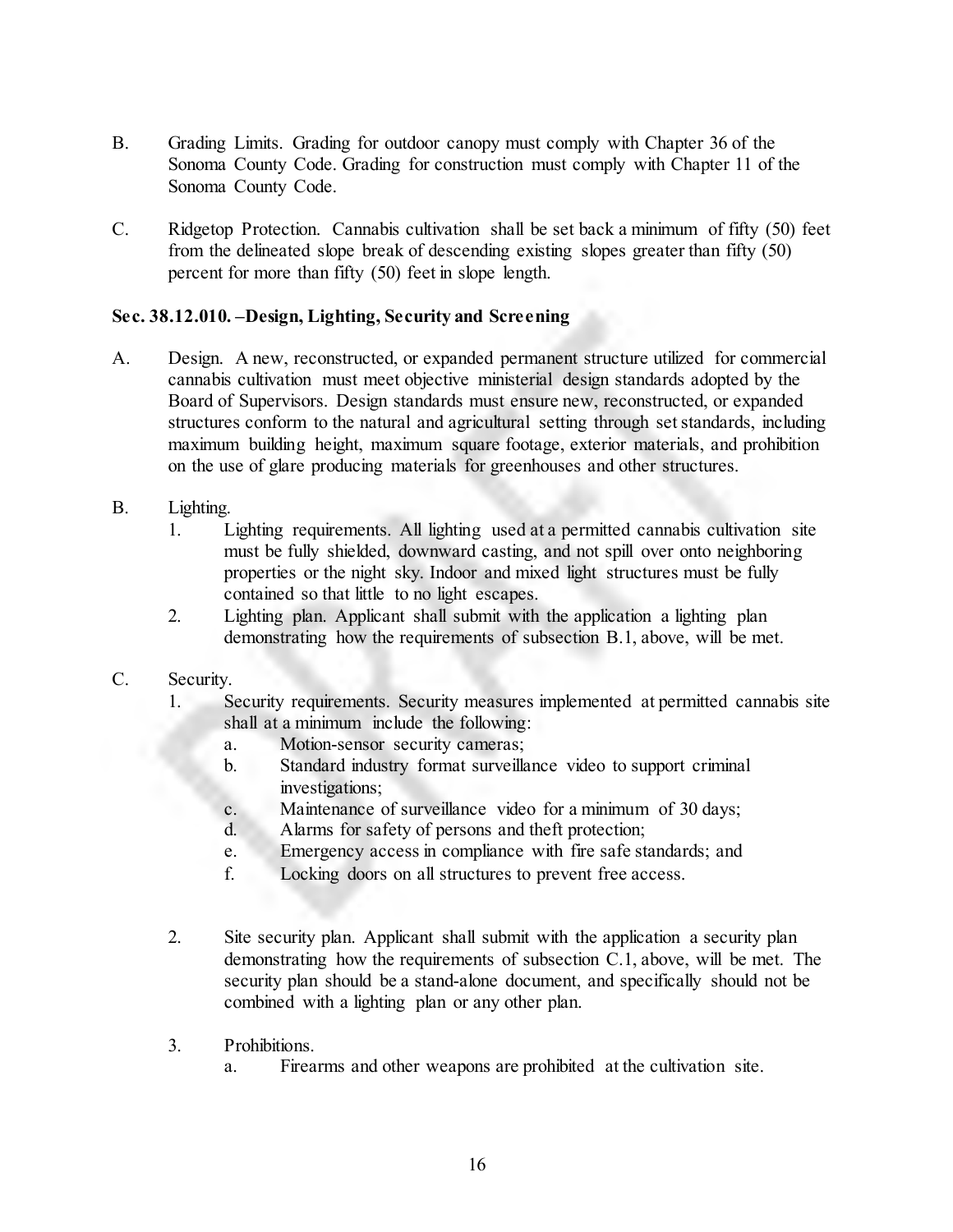B. Grading Limits. Grading for outdoor canopy must comply with Chapter 36 of the Sonoma County Code. Grading for construction must comply with Chapter 11 of the Sonoma County Code.

C. Ridgetop Protection. Cannabis cultivation shall be set back a minimum of fifty (50) feet from the delineated slope break of descending existing slopes greater than fifty (50) percent for more than fifty (50) feet in slope length.

**Sec. 38.12.010. –Design, Lighting, Security and Screening**

A. Design. A new, reconstructed, or expanded permanent structure utilized for commercial cannabis cultivation must meet objective ministerial design standards adopted by the Board of Supervisors. Design standards must ensure new, reconstructed, or expanded structures conform to the natural and agricultural setting through set standards, including maximum building height, maximum square footage, exterior materials, and prohibition on the use of glare producing materials for greenhouses and other structures.

B. Lighting.
   1. Lighting requirements. All lighting used at a permitted cannabis cultivation site must be fully shielded, downward casting, and not spill over onto neighboring properties or the night sky. Indoor and mixed light structures must be fully contained so that little to no light escapes.
   2. Lighting plan. Applicant shall submit with the application a lighting plan demonstrating how the requirements of subsection B.1, above, will be met.

C. Security.
   1. Security requirements. Security measures implemented at permitted cannabis site shall at a minimum include the following:
      a. Motion-sensor security cameras;
      b. Standard industry format surveillance video to support criminal investigations;
      c. Maintenance of surveillance video for a minimum of 30 days;
      d. Alarms for safety of persons and theft protection;
      e. Emergency access in compliance with fire safe standards; and
      f. Locking doors on all structures to prevent free access.

   2. Site security plan. Applicant shall submit with the application a security plan demonstrating how the requirements of subsection C.1, above, will be met. The security plan should be a stand-alone document, and specifically should not be combined with a lighting plan or any other plan.

   3. Prohibitions.
      a. Firearms and other weapons are prohibited at the cultivation site.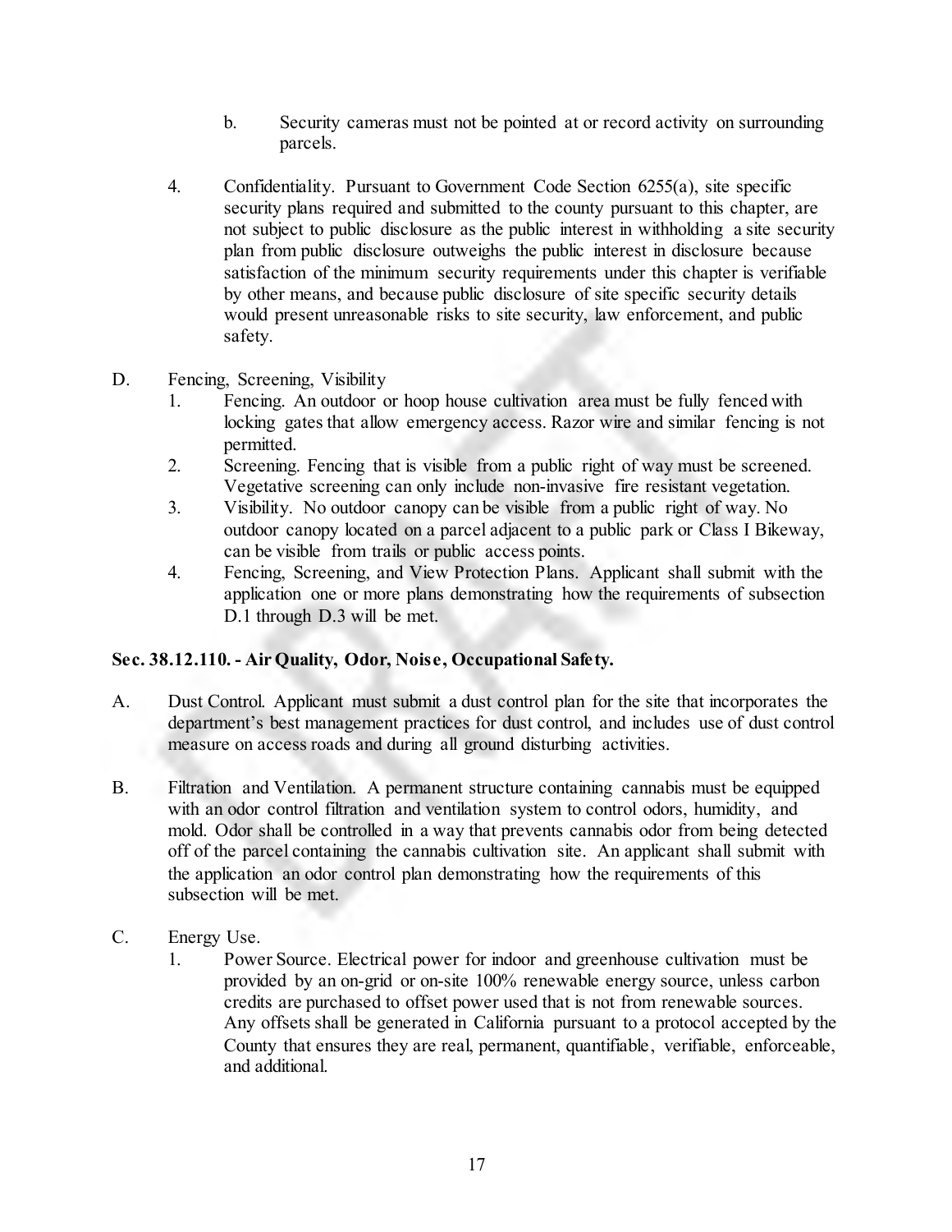b. Security cameras must not be pointed at or record activity on surrounding parcels.

4. Confidentiality. Pursuant to Government Code Section 6255(a), site specific security plans required and submitted to the county pursuant to this chapter, are not subject to public disclosure as the public interest in withholding a site security plan from public disclosure outweighs the public interest in disclosure because satisfaction of the minimum security requirements under this chapter is verifiable by other means, and because public disclosure of site specific security details would present unreasonable risks to site security, law enforcement, and public safety.

D. Fencing, Screening, Visibility
   1. Fencing. An outdoor or hoop house cultivation area must be fully fenced with locking gates that allow emergency access. Razor wire and similar fencing is not permitted.
   2. Screening. Fencing that is visible from a public right of way must be screened. Vegetative screening can only include non-invasive fire resistant vegetation.
   3. Visibility. No outdoor canopy can be visible from a public right of way. No outdoor canopy located on a parcel adjacent to a public park or Class I Bikeway, can be visible from trails or public access points.
   4. Fencing, Screening, and View Protection Plans. Applicant shall submit with the application one or more plans demonstrating how the requirements of subsection D.1 through D.3 will be met.

**Sec. 38.12.110. - Air Quality, Odor, Noise, Occupational Safety.**

A. Dust Control. Applicant must submit a dust control plan for the site that incorporates the department's best management practices for dust control, and includes use of dust control measure on access roads and during all ground disturbing activities.

B. Filtration and Ventilation. A permanent structure containing cannabis must be equipped with an odor control filtration and ventilation system to control odors, humidity, and mold. Odor shall be controlled in a way that prevents cannabis odor from being detected off of the parcel containing the cannabis cultivation site. An applicant shall submit with the application an odor control plan demonstrating how the requirements of this subsection will be met.

C. Energy Use.
   1. Power Source. Electrical power for indoor and greenhouse cultivation must be provided by an on-grid or on-site 100% renewable energy source, unless carbon credits are purchased to offset power used that is not from renewable sources. Any offsets shall be generated in California pursuant to a protocol accepted by the County that ensures they are real, permanent, quantifiable, verifiable, enforceable, and additional.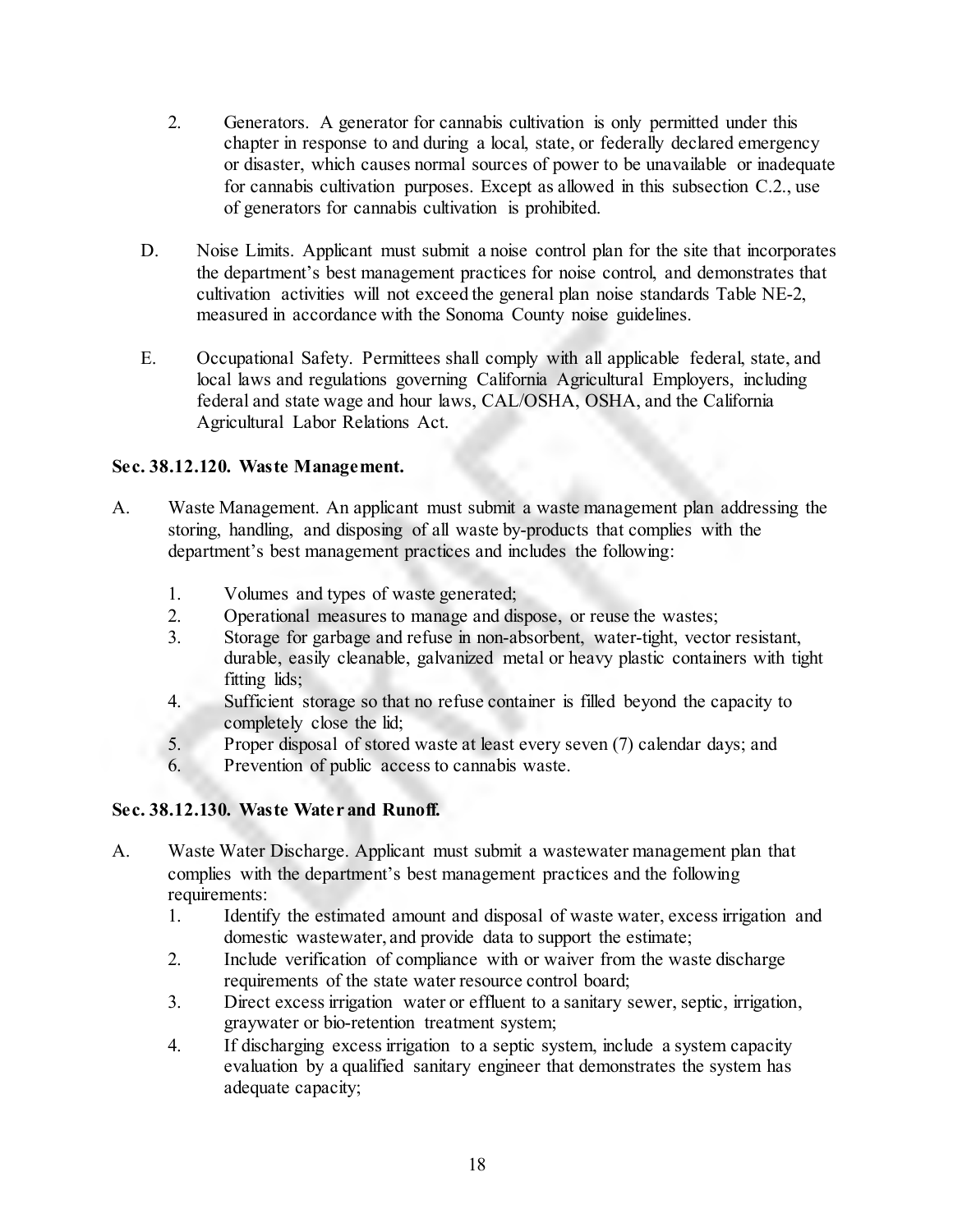2. Generators. A generator for cannabis cultivation is only permitted under this chapter in response to and during a local, state, or federally declared emergency or disaster, which causes normal sources of power to be unavailable or inadequate for cannabis cultivation purposes. Except as allowed in this subsection C.2., use of generators for cannabis cultivation is prohibited.

D. Noise Limits. Applicant must submit a noise control plan for the site that incorporates the department's best management practices for noise control, and demonstrates that cultivation activities will not exceed the general plan noise standards Table NE-2, measured in accordance with the Sonoma County noise guidelines.

E. Occupational Safety. Permittees shall comply with all applicable federal, state, and local laws and regulations governing California Agricultural Employers, including federal and state wage and hour laws, CAL/OSHA, OSHA, and the California Agricultural Labor Relations Act.

**Sec. 38.12.120. Waste Management.**

A. Waste Management. An applicant must submit a waste management plan addressing the storing, handling, and disposing of all waste by-products that complies with the department's best management practices and includes the following:

1. Volumes and types of waste generated;
2. Operational measures to manage and dispose, or reuse the wastes;
3. Storage for garbage and refuse in non-absorbent, water-tight, vector resistant, durable, easily cleanable, galvanized metal or heavy plastic containers with tight fitting lids;
4. Sufficient storage so that no refuse container is filled beyond the capacity to completely close the lid;
5. Proper disposal of stored waste at least every seven (7) calendar days; and
6. Prevention of public access to cannabis waste.

**Sec. 38.12.130. Waste Water and Runoff.**

A. Waste Water Discharge. Applicant must submit a wastewater management plan that complies with the department's best management practices and the following requirements:
1. Identify the estimated amount and disposal of waste water, excess irrigation and domestic wastewater, and provide data to support the estimate;
2. Include verification of compliance with or waiver from the waste discharge requirements of the state water resource control board;
3. Direct excess irrigation water or effluent to a sanitary sewer, septic, irrigation, graywater or bio-retention treatment system;
4. If discharging excess irrigation to a septic system, include a system capacity evaluation by a qualified sanitary engineer that demonstrates the system has adequate capacity;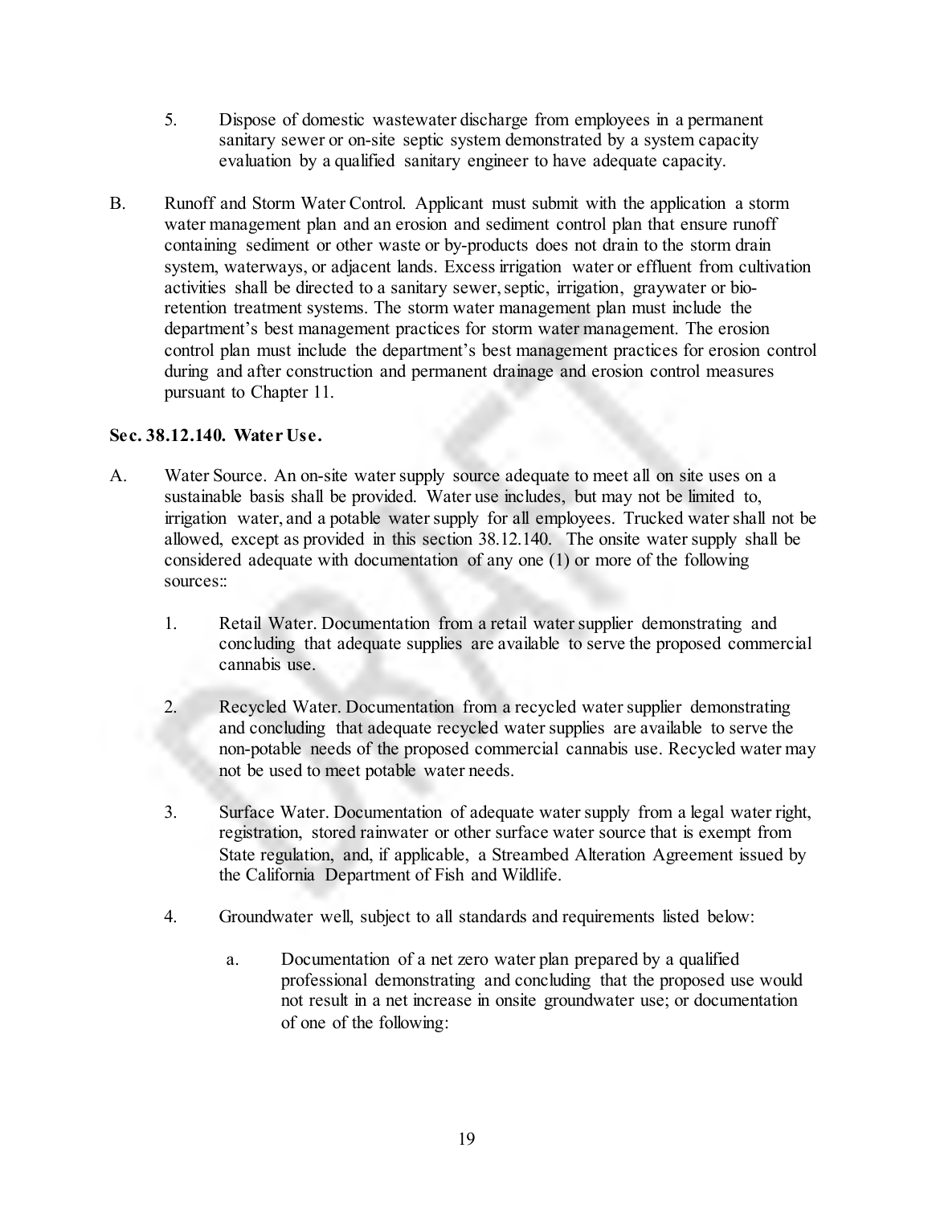5. Dispose of domestic wastewater discharge from employees in a permanent sanitary sewer or on-site septic system demonstrated by a system capacity evaluation by a qualified sanitary engineer to have adequate capacity.

B. Runoff and Storm Water Control. Applicant must submit with the application a storm water management plan and an erosion and sediment control plan that ensure runoff containing sediment or other waste or by-products does not drain to the storm drain system, waterways, or adjacent lands. Excess irrigation water or effluent from cultivation activities shall be directed to a sanitary sewer, septic, irrigation, graywater or bio-retention treatment systems. The storm water management plan must include the department's best management practices for storm water management. The erosion control plan must include the department's best management practices for erosion control during and after construction and permanent drainage and erosion control measures pursuant to Chapter 11.

**Sec. 38.12.140. Water Use.**

A. Water Source. An on-site water supply source adequate to meet all on site uses on a sustainable basis shall be provided. Water use includes, but may not be limited to, irrigation water, and a potable water supply for all employees. Trucked water shall not be allowed, except as provided in this section 38.12.140. The onsite water supply shall be considered adequate with documentation of any one (1) or more of the following sources::

   1. Retail Water. Documentation from a retail water supplier demonstrating and concluding that adequate supplies are available to serve the proposed commercial cannabis use.

   2. Recycled Water. Documentation from a recycled water supplier demonstrating and concluding that adequate recycled water supplies are available to serve the non-potable needs of the proposed commercial cannabis use. Recycled water may not be used to meet potable water needs.

   3. Surface Water. Documentation of adequate water supply from a legal water right, registration, stored rainwater or other surface water source that is exempt from State regulation, and, if applicable, a Streambed Alteration Agreement issued by the California Department of Fish and Wildlife.

   4. Groundwater well, subject to all standards and requirements listed below:

      a. Documentation of a net zero water plan prepared by a qualified professional demonstrating and concluding that the proposed use would not result in a net increase in onsite groundwater use; or documentation of one of the following: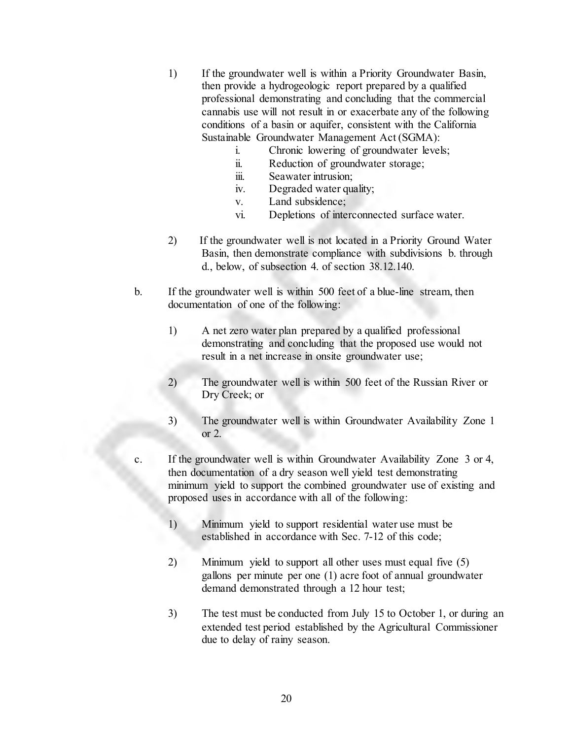1) If the groundwater well is within a Priority Groundwater Basin, then provide a hydrogeologic report prepared by a qualified professional demonstrating and concluding that the commercial cannabis use will not result in or exacerbate any of the following conditions of a basin or aquifer, consistent with the California Sustainable Groundwater Management Act (SGMA):

   i. Chronic lowering of groundwater levels;
   ii. Reduction of groundwater storage;
   iii. Seawater intrusion;
   iv. Degraded water quality;
   v. Land subsidence;
   vi. Depletions of interconnected surface water.

2) If the groundwater well is not located in a Priority Ground Water Basin, then demonstrate compliance with subdivisions b. through d., below, of subsection 4. of section 38.12.140.

b. If the groundwater well is within 500 feet of a blue-line stream, then documentation of one of the following:

   1) A net zero water plan prepared by a qualified professional demonstrating and concluding that the proposed use would not result in a net increase in onsite groundwater use;

   2) The groundwater well is within 500 feet of the Russian River or Dry Creek; or

   3) The groundwater well is within Groundwater Availability Zone 1 or 2.

c. If the groundwater well is within Groundwater Availability Zone 3 or 4, then documentation of a dry season well yield test demonstrating minimum yield to support the combined groundwater use of existing and proposed uses in accordance with all of the following:

   1) Minimum yield to support residential water use must be established in accordance with Sec. 7-12 of this code;

   2) Minimum yield to support all other uses must equal five (5) gallons per minute per one (1) acre foot of annual groundwater demand demonstrated through a 12 hour test;

   3) The test must be conducted from July 15 to October 1, or during an extended test period established by the Agricultural Commissioner due to delay of rainy season.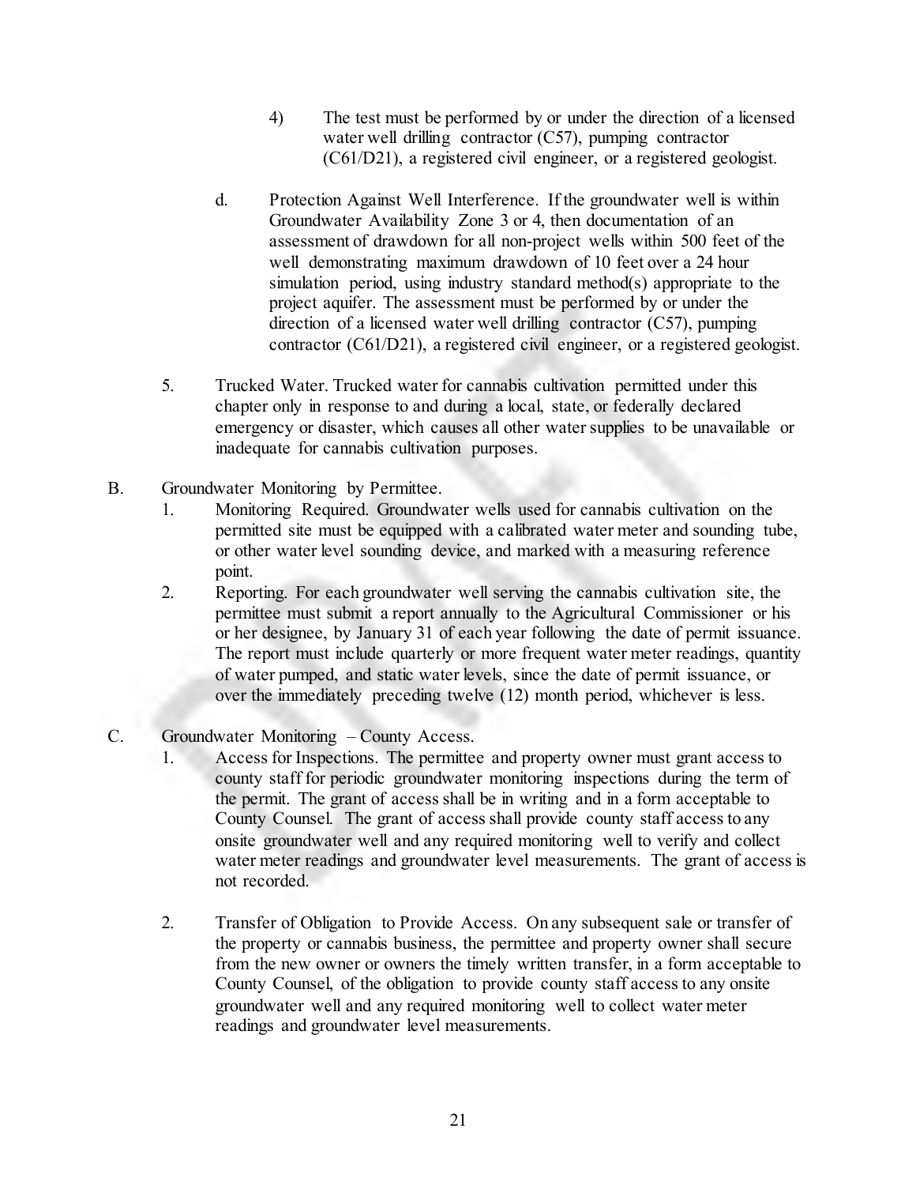4) The test must be performed by or under the direction of a licensed water well drilling contractor (C57), pumping contractor (C61/D21), a registered civil engineer, or a registered geologist.

d. Protection Against Well Interference. If the groundwater well is within Groundwater Availability Zone 3 or 4, then documentation of an assessment of drawdown for all non-project wells within 500 feet of the well demonstrating maximum drawdown of 10 feet over a 24 hour simulation period, using industry standard method(s) appropriate to the project aquifer. The assessment must be performed by or under the direction of a licensed water well drilling contractor (C57), pumping contractor (C61/D21), a registered civil engineer, or a registered geologist.

5. Trucked Water. Trucked water for cannabis cultivation permitted under this chapter only in response to and during a local, state, or federally declared emergency or disaster, which causes all other water supplies to be unavailable or inadequate for cannabis cultivation purposes.

B. Groundwater Monitoring by Permittee.

1. Monitoring Required. Groundwater wells used for cannabis cultivation on the permitted site must be equipped with a calibrated water meter and sounding tube, or other water level sounding device, and marked with a measuring reference point.

2. Reporting. For each groundwater well serving the cannabis cultivation site, the permittee must submit a report annually to the Agricultural Commissioner or his or her designee, by January 31 of each year following the date of permit issuance. The report must include quarterly or more frequent water meter readings, quantity of water pumped, and static water levels, since the date of permit issuance, or over the immediately preceding twelve (12) month period, whichever is less.

C. Groundwater Monitoring – County Access.

1. Access for Inspections. The permittee and property owner must grant access to county staff for periodic groundwater monitoring inspections during the term of the permit. The grant of access shall be in writing and in a form acceptable to County Counsel. The grant of access shall provide county staff access to any onsite groundwater well and any required monitoring well to verify and collect water meter readings and groundwater level measurements. The grant of access is not recorded.

2. Transfer of Obligation to Provide Access. On any subsequent sale or transfer of the property or cannabis business, the permittee and property owner shall secure from the new owner or owners the timely written transfer, in a form acceptable to County Counsel, of the obligation to provide county staff access to any onsite groundwater well and any required monitoring well to collect water meter readings and groundwater level measurements.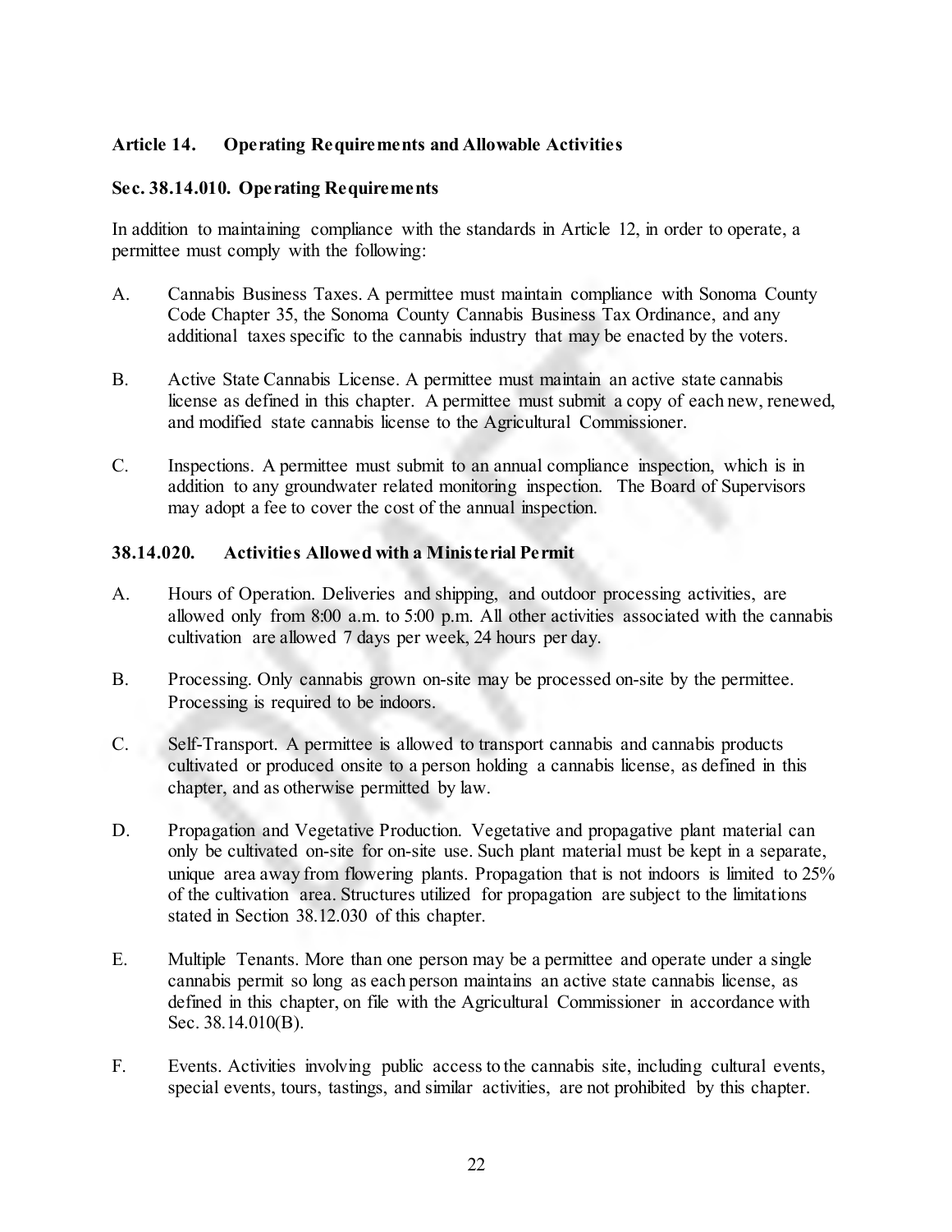## Article 14. Operating Requirements and Allowable Activities

### Sec. 38.14.010. Operating Requirements

In addition to maintaining compliance with the standards in Article 12, in order to operate, a permittee must comply with the following:

A. Cannabis Business Taxes. A permittee must maintain compliance with Sonoma County Code Chapter 35, the Sonoma County Cannabis Business Tax Ordinance, and any additional taxes specific to the cannabis industry that may be enacted by the voters.

B. Active State Cannabis License. A permittee must maintain an active state cannabis license as defined in this chapter. A permittee must submit a copy of each new, renewed, and modified state cannabis license to the Agricultural Commissioner.

C. Inspections. A permittee must submit to an annual compliance inspection, which is in addition to any groundwater related monitoring inspection. The Board of Supervisors may adopt a fee to cover the cost of the annual inspection.

### 38.14.020. Activities Allowed with a Ministerial Permit

A. Hours of Operation. Deliveries and shipping, and outdoor processing activities, are allowed only from 8:00 a.m. to 5:00 p.m. All other activities associated with the cannabis cultivation are allowed 7 days per week, 24 hours per day.

B. Processing. Only cannabis grown on-site may be processed on-site by the permittee. Processing is required to be indoors.

C. Self-Transport. A permittee is allowed to transport cannabis and cannabis products cultivated or produced onsite to a person holding a cannabis license, as defined in this chapter, and as otherwise permitted by law.

D. Propagation and Vegetative Production. Vegetative and propagative plant material can only be cultivated on-site for on-site use. Such plant material must be kept in a separate, unique area away from flowering plants. Propagation that is not indoors is limited to 25% of the cultivation area. Structures utilized for propagation are subject to the limitations stated in Section 38.12.030 of this chapter.

E. Multiple Tenants. More than one person may be a permittee and operate under a single cannabis permit so long as each person maintains an active state cannabis license, as defined in this chapter, on file with the Agricultural Commissioner in accordance with Sec. 38.14.010(B).

F. Events. Activities involving public access to the cannabis site, including cultural events, special events, tours, tastings, and similar activities, are not prohibited by this chapter.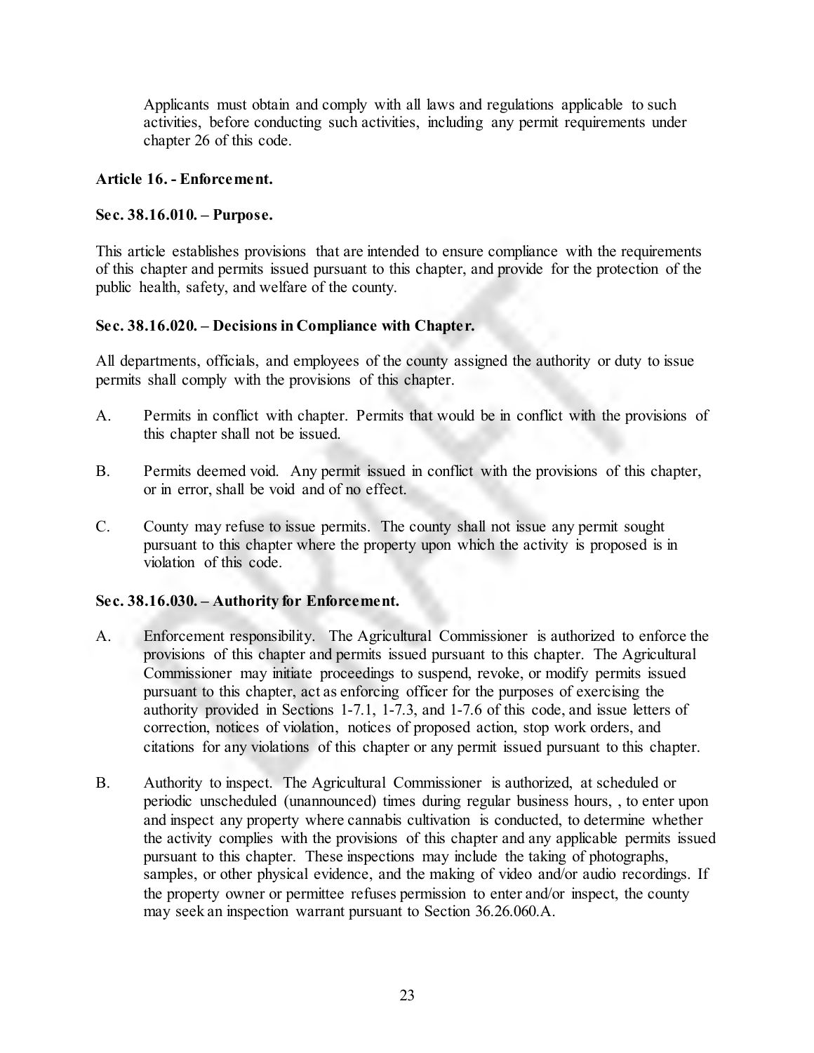Applicants must obtain and comply with all laws and regulations applicable to such activities, before conducting such activities, including any permit requirements under chapter 26 of this code.

**Article 16. - Enforcement.**

**Sec. 38.16.010. – Purpose.**

This article establishes provisions that are intended to ensure compliance with the requirements of this chapter and permits issued pursuant to this chapter, and provide for the protection of the public health, safety, and welfare of the county.

**Sec. 38.16.020. – Decisions in Compliance with Chapter.**

All departments, officials, and employees of the county assigned the authority or duty to issue permits shall comply with the provisions of this chapter.

A. Permits in conflict with chapter. Permits that would be in conflict with the provisions of this chapter shall not be issued.

B. Permits deemed void. Any permit issued in conflict with the provisions of this chapter, or in error, shall be void and of no effect.

C. County may refuse to issue permits. The county shall not issue any permit sought pursuant to this chapter where the property upon which the activity is proposed is in violation of this code.

**Sec. 38.16.030. – Authority for Enforcement.**

A. Enforcement responsibility. The Agricultural Commissioner is authorized to enforce the provisions of this chapter and permits issued pursuant to this chapter. The Agricultural Commissioner may initiate proceedings to suspend, revoke, or modify permits issued pursuant to this chapter, act as enforcing officer for the purposes of exercising the authority provided in Sections 1-7.1, 1-7.3, and 1-7.6 of this code, and issue letters of correction, notices of violation, notices of proposed action, stop work orders, and citations for any violations of this chapter or any permit issued pursuant to this chapter.

B. Authority to inspect. The Agricultural Commissioner is authorized, at scheduled or periodic unscheduled (unannounced) times during regular business hours, , to enter upon and inspect any property where cannabis cultivation is conducted, to determine whether the activity complies with the provisions of this chapter and any applicable permits issued pursuant to this chapter. These inspections may include the taking of photographs, samples, or other physical evidence, and the making of video and/or audio recordings. If the property owner or permittee refuses permission to enter and/or inspect, the county may seek an inspection warrant pursuant to Section 36.26.060.A.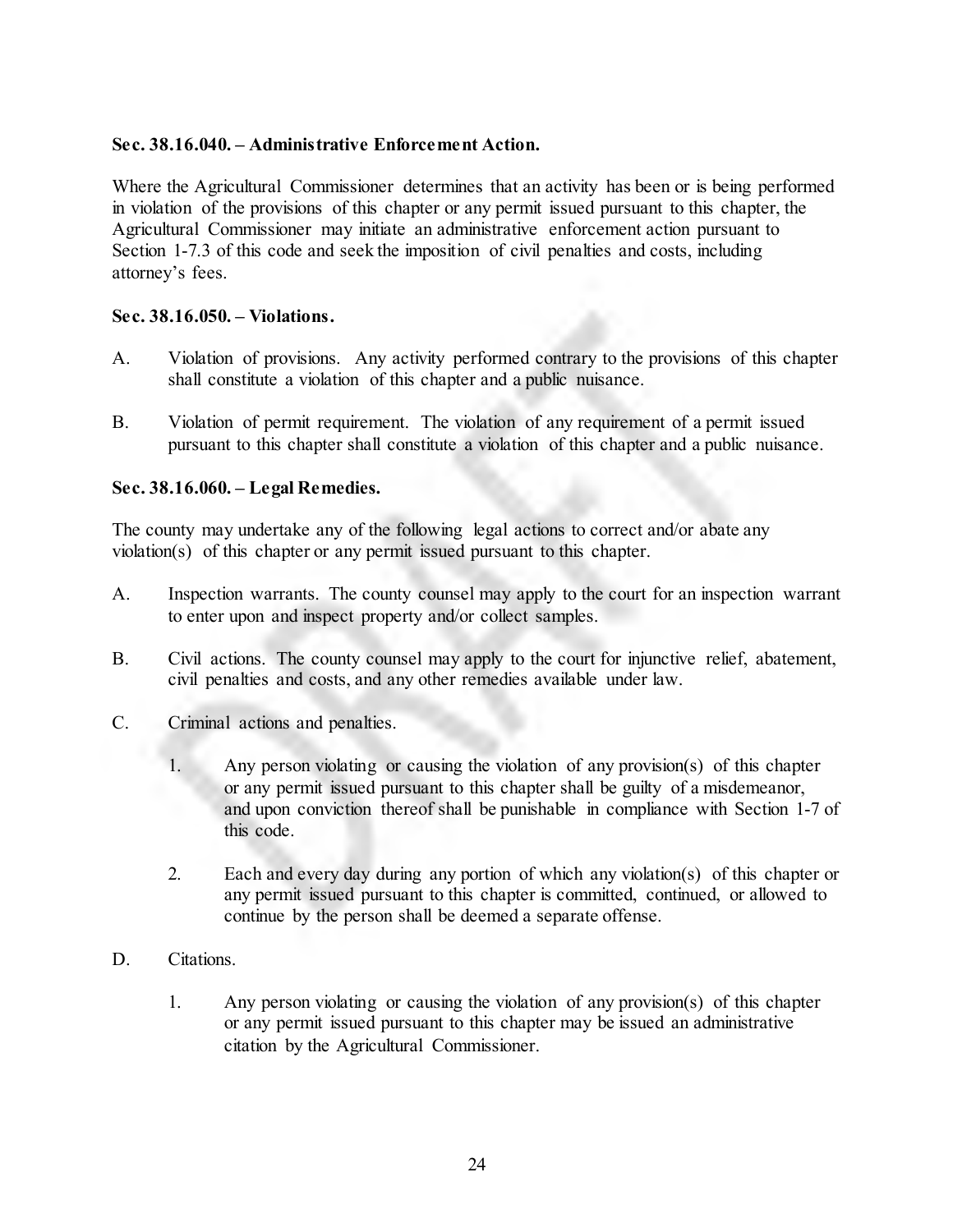**Sec. 38.16.040. – Administrative Enforcement Action.**

Where the Agricultural Commissioner determines that an activity has been or is being performed in violation of the provisions of this chapter or any permit issued pursuant to this chapter, the Agricultural Commissioner may initiate an administrative enforcement action pursuant to Section 1-7.3 of this code and seek the imposition of civil penalties and costs, including attorney's fees.

**Sec. 38.16.050. – Violations.**

A. Violation of provisions. Any activity performed contrary to the provisions of this chapter shall constitute a violation of this chapter and a public nuisance.

B. Violation of permit requirement. The violation of any requirement of a permit issued pursuant to this chapter shall constitute a violation of this chapter and a public nuisance.

**Sec. 38.16.060. – Legal Remedies.**

The county may undertake any of the following legal actions to correct and/or abate any violation(s) of this chapter or any permit issued pursuant to this chapter.

A. Inspection warrants. The county counsel may apply to the court for an inspection warrant to enter upon and inspect property and/or collect samples.

B. Civil actions. The county counsel may apply to the court for injunctive relief, abatement, civil penalties and costs, and any other remedies available under law.

C. Criminal actions and penalties.

   1. Any person violating or causing the violation of any provision(s) of this chapter or any permit issued pursuant to this chapter shall be guilty of a misdemeanor, and upon conviction thereof shall be punishable in compliance with Section 1-7 of this code.

   2. Each and every day during any portion of which any violation(s) of this chapter or any permit issued pursuant to this chapter is committed, continued, or allowed to continue by the person shall be deemed a separate offense.

D. Citations.

   1. Any person violating or causing the violation of any provision(s) of this chapter or any permit issued pursuant to this chapter may be issued an administrative citation by the Agricultural Commissioner.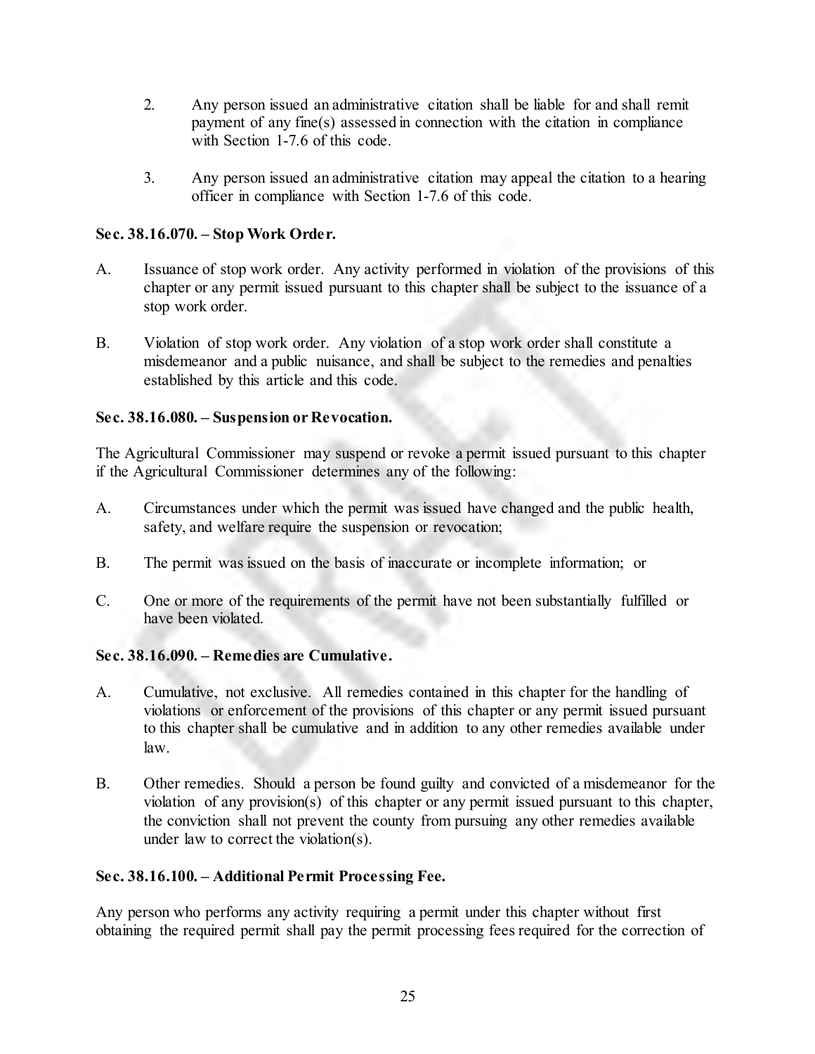2. Any person issued an administrative citation shall be liable for and shall remit payment of any fine(s) assessed in connection with the citation in compliance with Section 1-7.6 of this code.

3. Any person issued an administrative citation may appeal the citation to a hearing officer in compliance with Section 1-7.6 of this code.

**Sec. 38.16.070. – Stop Work Order.**

A. Issuance of stop work order. Any activity performed in violation of the provisions of this chapter or any permit issued pursuant to this chapter shall be subject to the issuance of a stop work order.

B. Violation of stop work order. Any violation of a stop work order shall constitute a misdemeanor and a public nuisance, and shall be subject to the remedies and penalties established by this article and this code.

**Sec. 38.16.080. – Suspension or Revocation.**

The Agricultural Commissioner may suspend or revoke a permit issued pursuant to this chapter if the Agricultural Commissioner determines any of the following:

A. Circumstances under which the permit was issued have changed and the public health, safety, and welfare require the suspension or revocation;

B. The permit was issued on the basis of inaccurate or incomplete information; or

C. One or more of the requirements of the permit have not been substantially fulfilled or have been violated.

**Sec. 38.16.090. – Remedies are Cumulative.**

A. Cumulative, not exclusive. All remedies contained in this chapter for the handling of violations or enforcement of the provisions of this chapter or any permit issued pursuant to this chapter shall be cumulative and in addition to any other remedies available under law.

B. Other remedies. Should a person be found guilty and convicted of a misdemeanor for the violation of any provision(s) of this chapter or any permit issued pursuant to this chapter, the conviction shall not prevent the county from pursuing any other remedies available under law to correct the violation(s).

**Sec. 38.16.100. – Additional Permit Processing Fee.**

Any person who performs any activity requiring a permit under this chapter without first obtaining the required permit shall pay the permit processing fees required for the correction of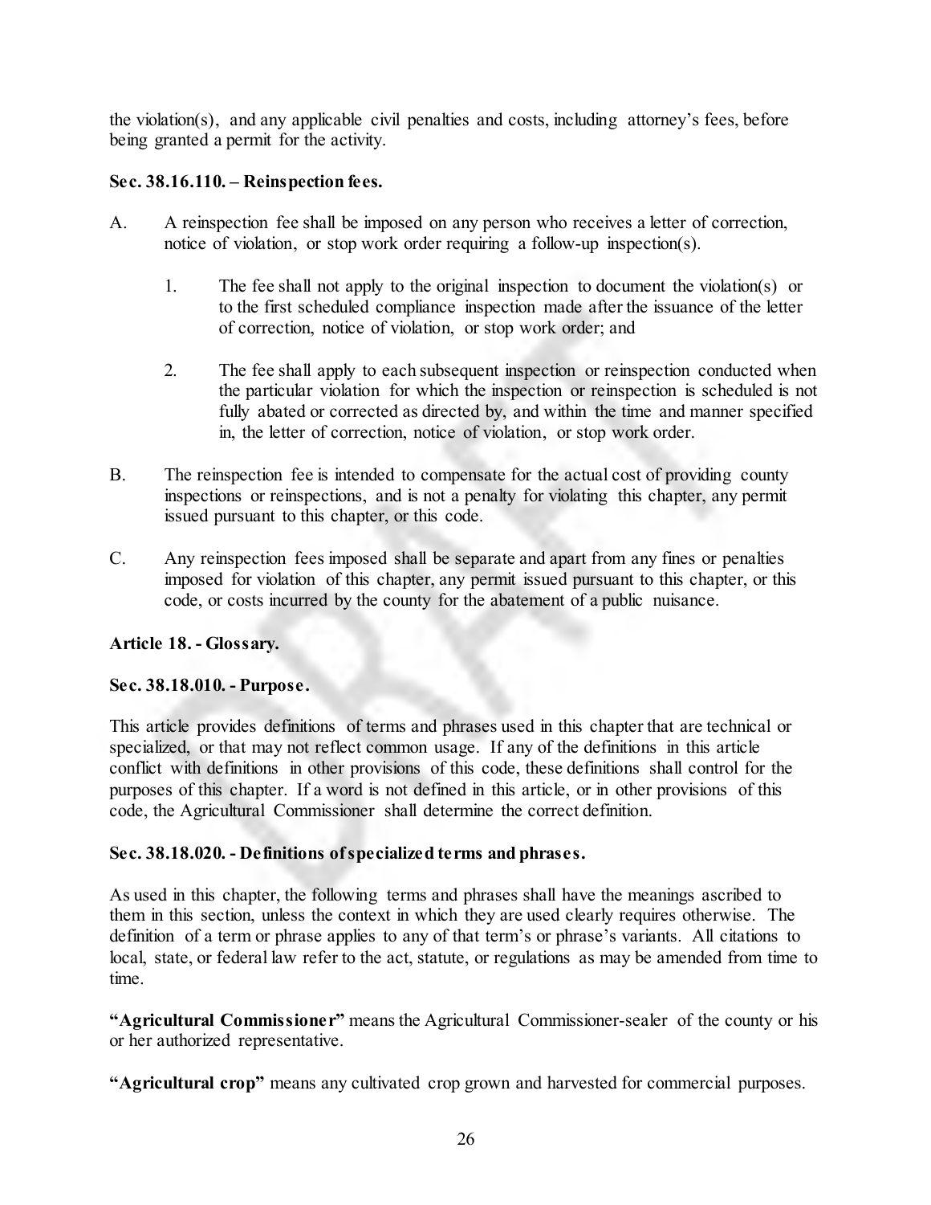the violation(s), and any applicable civil penalties and costs, including attorney's fees, before being granted a permit for the activity.

**Sec. 38.16.110. – Reinspection fees.**

A. A reinspection fee shall be imposed on any person who receives a letter of correction, notice of violation, or stop work order requiring a follow-up inspection(s).

 1. The fee shall not apply to the original inspection to document the violation(s) or to the first scheduled compliance inspection made after the issuance of the letter of correction, notice of violation, or stop work order; and

 2. The fee shall apply to each subsequent inspection or reinspection conducted when the particular violation for which the inspection or reinspection is scheduled is not fully abated or corrected as directed by, and within the time and manner specified in, the letter of correction, notice of violation, or stop work order.

B. The reinspection fee is intended to compensate for the actual cost of providing county inspections or reinspections, and is not a penalty for violating this chapter, any permit issued pursuant to this chapter, or this code.

C. Any reinspection fees imposed shall be separate and apart from any fines or penalties imposed for violation of this chapter, any permit issued pursuant to this chapter, or this code, or costs incurred by the county for the abatement of a public nuisance.

**Article 18. - Glossary.**

**Sec. 38.18.010. - Purpose.**

This article provides definitions of terms and phrases used in this chapter that are technical or specialized, or that may not reflect common usage. If any of the definitions in this article conflict with definitions in other provisions of this code, these definitions shall control for the purposes of this chapter. If a word is not defined in this article, or in other provisions of this code, the Agricultural Commissioner shall determine the correct definition.

**Sec. 38.18.020. - Definitions of specialized terms and phrases.**

As used in this chapter, the following terms and phrases shall have the meanings ascribed to them in this section, unless the context in which they are used clearly requires otherwise. The definition of a term or phrase applies to any of that term's or phrase's variants. All citations to local, state, or federal law refer to the act, statute, or regulations as may be amended from time to time.

**"Agricultural Commissioner"** means the Agricultural Commissioner-sealer of the county or his or her authorized representative.

**"Agricultural crop"** means any cultivated crop grown and harvested for commercial purposes.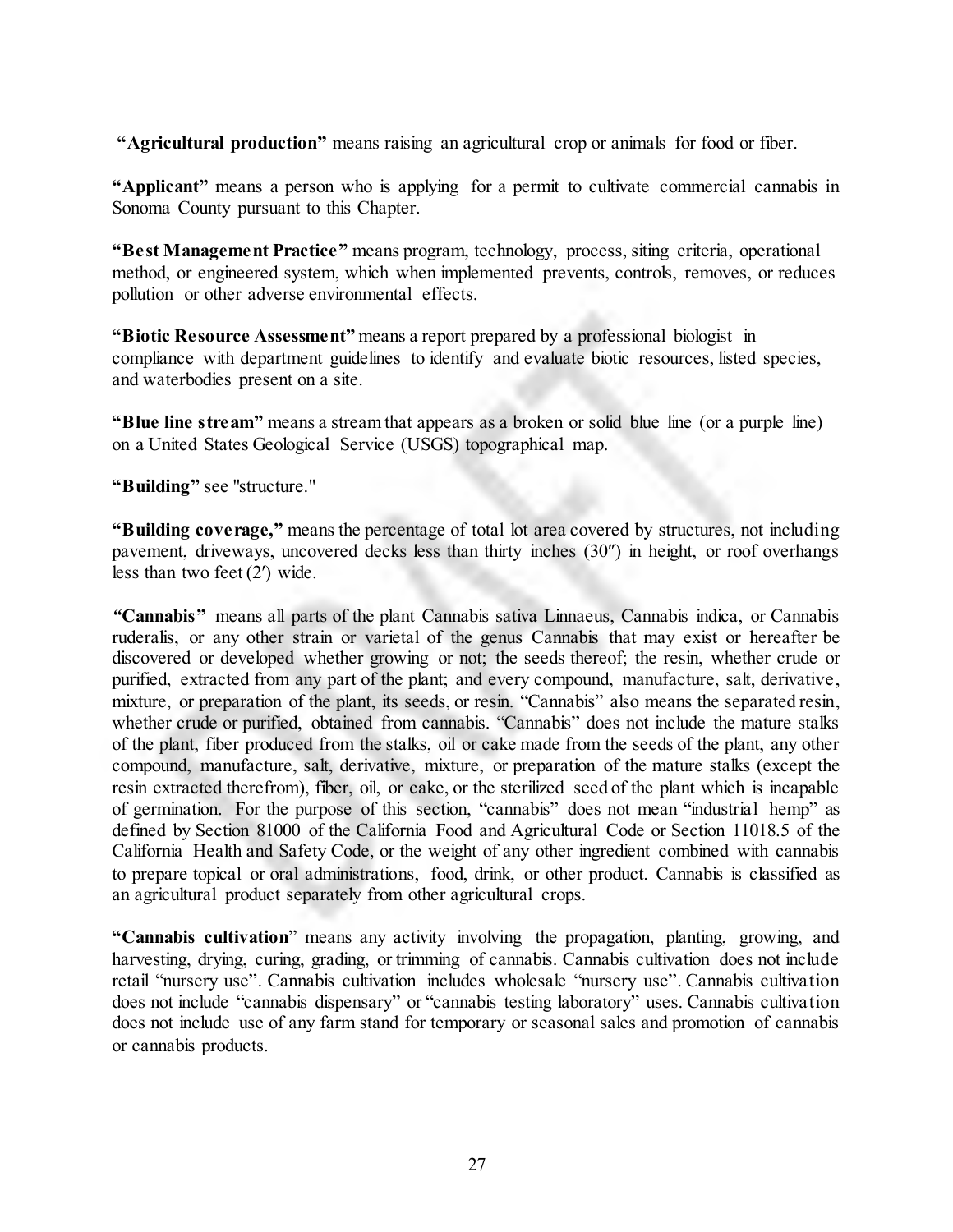**"Agricultural production"** means raising an agricultural crop or animals for food or fiber.

**"Applicant"** means a person who is applying for a permit to cultivate commercial cannabis in Sonoma County pursuant to this Chapter.

**"Best Management Practice"** means program, technology, process, siting criteria, operational method, or engineered system, which when implemented prevents, controls, removes, or reduces pollution or other adverse environmental effects.

**"Biotic Resource Assessment"** means a report prepared by a professional biologist in compliance with department guidelines to identify and evaluate biotic resources, listed species, and waterbodies present on a site.

**"Blue line stream"** means a stream that appears as a broken or solid blue line (or a purple line) on a United States Geological Service (USGS) topographical map.

**"Building"** see "structure."

**"Building coverage,"** means the percentage of total lot area covered by structures, not including pavement, driveways, uncovered decks less than thirty inches (30″) in height, or roof overhangs less than two feet (2′) wide.

**"Cannabis"** means all parts of the plant Cannabis sativa Linnaeus, Cannabis indica, or Cannabis ruderalis, or any other strain or varietal of the genus Cannabis that may exist or hereafter be discovered or developed whether growing or not; the seeds thereof; the resin, whether crude or purified, extracted from any part of the plant; and every compound, manufacture, salt, derivative, mixture, or preparation of the plant, its seeds, or resin. "Cannabis" also means the separated resin, whether crude or purified, obtained from cannabis. "Cannabis" does not include the mature stalks of the plant, fiber produced from the stalks, oil or cake made from the seeds of the plant, any other compound, manufacture, salt, derivative, mixture, or preparation of the mature stalks (except the resin extracted therefrom), fiber, oil, or cake, or the sterilized seed of the plant which is incapable of germination. For the purpose of this section, "cannabis" does not mean "industrial hemp" as defined by Section 81000 of the California Food and Agricultural Code or Section 11018.5 of the California Health and Safety Code, or the weight of any other ingredient combined with cannabis to prepare topical or oral administrations, food, drink, or other product. Cannabis is classified as an agricultural product separately from other agricultural crops.

**"Cannabis cultivation"** means any activity involving the propagation, planting, growing, and harvesting, drying, curing, grading, or trimming of cannabis. Cannabis cultivation does not include retail "nursery use". Cannabis cultivation includes wholesale "nursery use". Cannabis cultivation does not include "cannabis dispensary" or "cannabis testing laboratory" uses. Cannabis cultivation does not include use of any farm stand for temporary or seasonal sales and promotion of cannabis or cannabis products.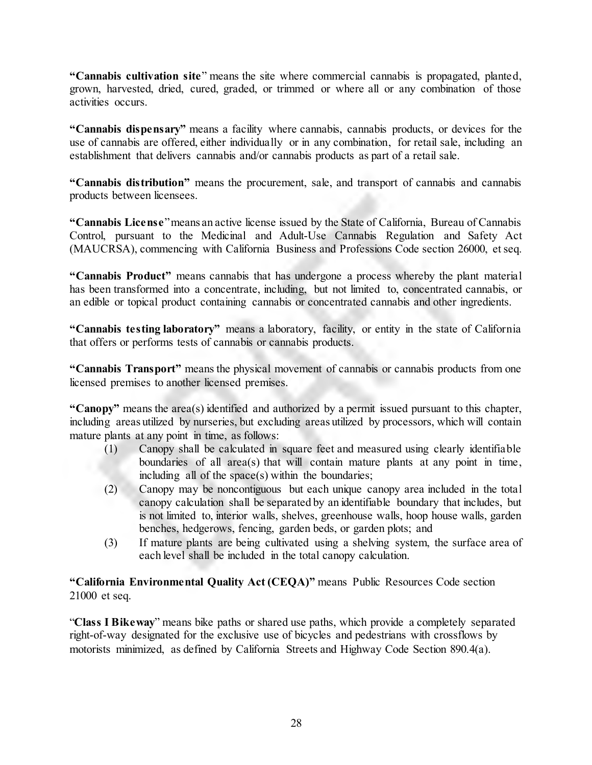**"Cannabis cultivation site"** means the site where commercial cannabis is propagated, planted, grown, harvested, dried, cured, graded, or trimmed or where all or any combination of those activities occurs.

**"Cannabis dispensary"** means a facility where cannabis, cannabis products, or devices for the use of cannabis are offered, either individually or in any combination, for retail sale, including an establishment that delivers cannabis and/or cannabis products as part of a retail sale.

**"Cannabis distribution"** means the procurement, sale, and transport of cannabis and cannabis products between licensees.

**"Cannabis License"** means an active license issued by the State of California, Bureau of Cannabis Control, pursuant to the Medicinal and Adult-Use Cannabis Regulation and Safety Act (MAUCRSA), commencing with California Business and Professions Code section 26000, et seq.

**"Cannabis Product"** means cannabis that has undergone a process whereby the plant material has been transformed into a concentrate, including, but not limited to, concentrated cannabis, or an edible or topical product containing cannabis or concentrated cannabis and other ingredients.

**"Cannabis testing laboratory"** means a laboratory, facility, or entity in the state of California that offers or performs tests of cannabis or cannabis products.

**"Cannabis Transport"** means the physical movement of cannabis or cannabis products from one licensed premises to another licensed premises.

**"Canopy"** means the area(s) identified and authorized by a permit issued pursuant to this chapter, including areas utilized by nurseries, but excluding areas utilized by processors, which will contain mature plants at any point in time, as follows:

(1) Canopy shall be calculated in square feet and measured using clearly identifiable boundaries of all area(s) that will contain mature plants at any point in time, including all of the space(s) within the boundaries;

(2) Canopy may be noncontiguous but each unique canopy area included in the total canopy calculation shall be separated by an identifiable boundary that includes, but is not limited to, interior walls, shelves, greenhouse walls, hoop house walls, garden benches, hedgerows, fencing, garden beds, or garden plots; and

(3) If mature plants are being cultivated using a shelving system, the surface area of each level shall be included in the total canopy calculation.

**"California Environmental Quality Act (CEQA)"** means Public Resources Code section 21000 et seq.

"**Class I Bikeway**" means bike paths or shared use paths, which provide a completely separated right-of-way designated for the exclusive use of bicycles and pedestrians with crossflows by motorists minimized, as defined by California Streets and Highway Code Section 890.4(a).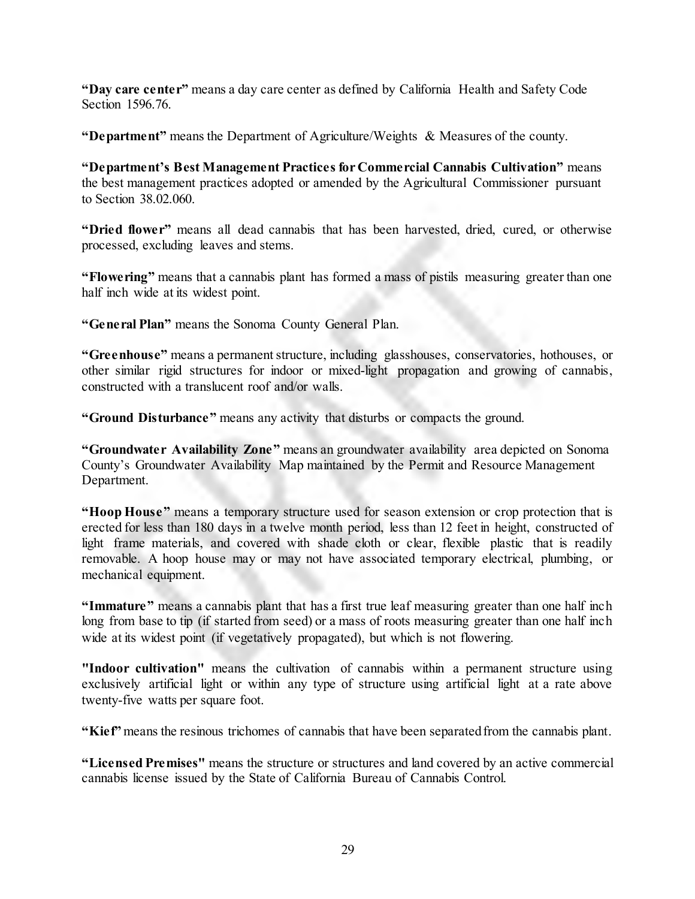**"Day care center"** means a day care center as defined by California Health and Safety Code Section 1596.76.

**"Department"** means the Department of Agriculture/Weights & Measures of the county.

**"Department's Best Management Practices for Commercial Cannabis Cultivation"** means the best management practices adopted or amended by the Agricultural Commissioner pursuant to Section 38.02.060.

**"Dried flower"** means all dead cannabis that has been harvested, dried, cured, or otherwise processed, excluding leaves and stems.

**"Flowering"** means that a cannabis plant has formed a mass of pistils measuring greater than one half inch wide at its widest point.

**"General Plan"** means the Sonoma County General Plan.

**"Greenhouse"** means a permanent structure, including glasshouses, conservatories, hothouses, or other similar rigid structures for indoor or mixed-light propagation and growing of cannabis, constructed with a translucent roof and/or walls.

**"Ground Disturbance"** means any activity that disturbs or compacts the ground.

**"Groundwater Availability Zone"** means an groundwater availability area depicted on Sonoma County's Groundwater Availability Map maintained by the Permit and Resource Management Department.

**"Hoop House"** means a temporary structure used for season extension or crop protection that is erected for less than 180 days in a twelve month period, less than 12 feet in height, constructed of light frame materials, and covered with shade cloth or clear, flexible plastic that is readily removable. A hoop house may or may not have associated temporary electrical, plumbing, or mechanical equipment.

**"Immature"** means a cannabis plant that has a first true leaf measuring greater than one half inch long from base to tip (if started from seed) or a mass of roots measuring greater than one half inch wide at its widest point (if vegetatively propagated), but which is not flowering.

**"Indoor cultivation"** means the cultivation of cannabis within a permanent structure using exclusively artificial light or within any type of structure using artificial light at a rate above twenty-five watts per square foot.

**"Kief"** means the resinous trichomes of cannabis that have been separated from the cannabis plant.

**"Licensed Premises"** means the structure or structures and land covered by an active commercial cannabis license issued by the State of California Bureau of Cannabis Control.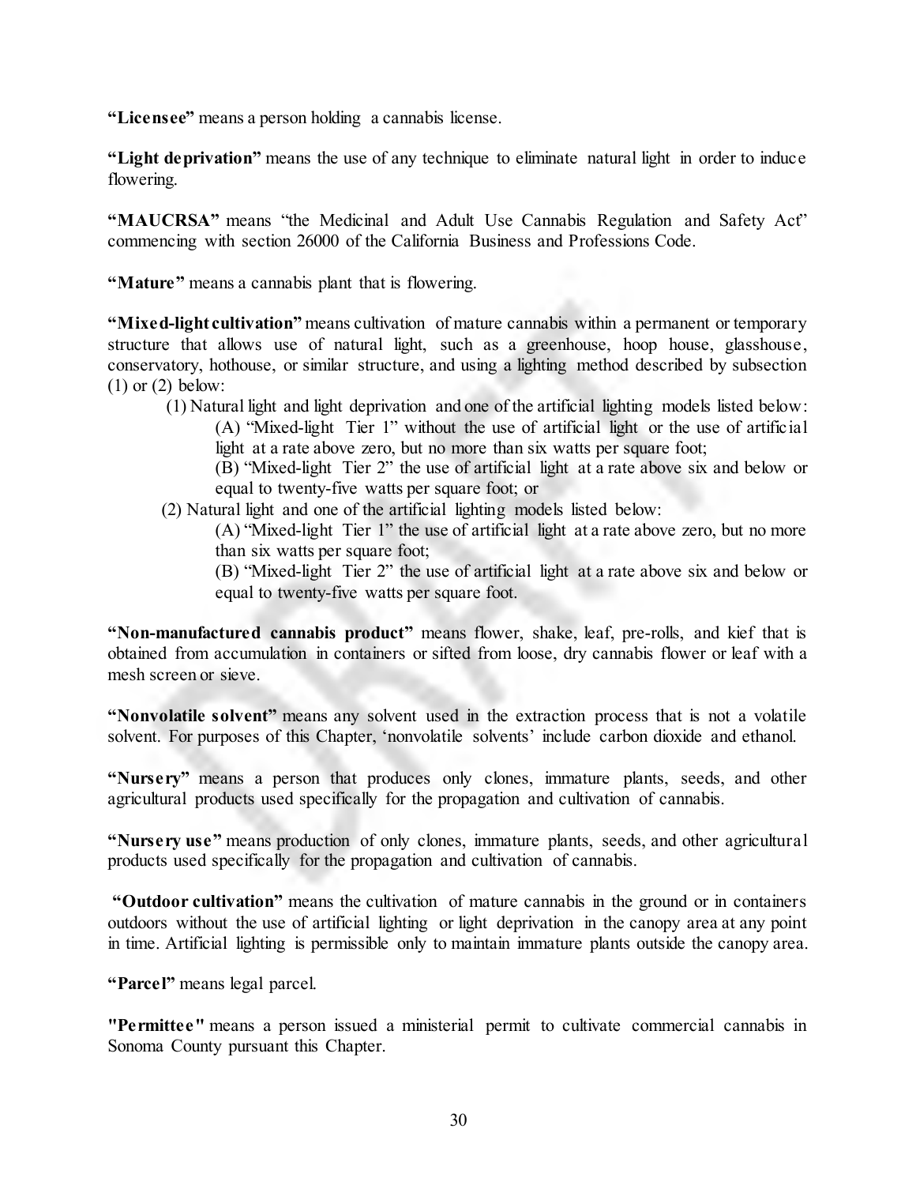**"Licensee"** means a person holding a cannabis license.

**"Light deprivation"** means the use of any technique to eliminate natural light in order to induce flowering.

**"MAUCRSA"** means "the Medicinal and Adult Use Cannabis Regulation and Safety Act" commencing with section 26000 of the California Business and Professions Code.

**"Mature"** means a cannabis plant that is flowering.

**"Mixed-light cultivation"** means cultivation of mature cannabis within a permanent or temporary structure that allows use of natural light, such as a greenhouse, hoop house, glasshouse, conservatory, hothouse, or similar structure, and using a lighting method described by subsection (1) or (2) below:

(1) Natural light and light deprivation and one of the artificial lighting models listed below:

(A) "Mixed-light Tier 1" without the use of artificial light or the use of artificial light at a rate above zero, but no more than six watts per square foot;

(B) "Mixed-light Tier 2" the use of artificial light at a rate above six and below or equal to twenty-five watts per square foot; or

(2) Natural light and one of the artificial lighting models listed below:

(A) "Mixed-light Tier 1" the use of artificial light at a rate above zero, but no more than six watts per square foot;

(B) "Mixed-light Tier 2" the use of artificial light at a rate above six and below or equal to twenty-five watts per square foot.

**"Non-manufactured cannabis product"** means flower, shake, leaf, pre-rolls, and kief that is obtained from accumulation in containers or sifted from loose, dry cannabis flower or leaf with a mesh screen or sieve.

**"Nonvolatile solvent"** means any solvent used in the extraction process that is not a volatile solvent. For purposes of this Chapter, 'nonvolatile solvents' include carbon dioxide and ethanol.

**"Nursery"** means a person that produces only clones, immature plants, seeds, and other agricultural products used specifically for the propagation and cultivation of cannabis.

**"Nursery use"** means production of only clones, immature plants, seeds, and other agricultural products used specifically for the propagation and cultivation of cannabis.

**"Outdoor cultivation"** means the cultivation of mature cannabis in the ground or in containers outdoors without the use of artificial lighting or light deprivation in the canopy area at any point in time. Artificial lighting is permissible only to maintain immature plants outside the canopy area.

**"Parcel"** means legal parcel.

**"Permittee"** means a person issued a ministerial permit to cultivate commercial cannabis in Sonoma County pursuant this Chapter.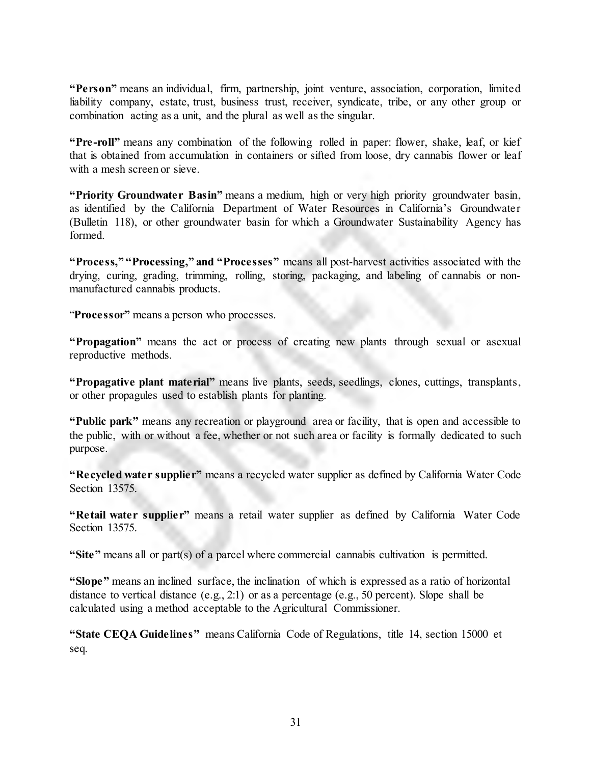**"Person"** means an individual, firm, partnership, joint venture, association, corporation, limited liability company, estate, trust, business trust, receiver, syndicate, tribe, or any other group or combination acting as a unit, and the plural as well as the singular.

**"Pre-roll"** means any combination of the following rolled in paper: flower, shake, leaf, or kief that is obtained from accumulation in containers or sifted from loose, dry cannabis flower or leaf with a mesh screen or sieve.

**"Priority Groundwater Basin"** means a medium, high or very high priority groundwater basin, as identified by the California Department of Water Resources in California's Groundwater (Bulletin 118), or other groundwater basin for which a Groundwater Sustainability Agency has formed.

**"Process," "Processing," and "Processes"** means all post-harvest activities associated with the drying, curing, grading, trimming, rolling, storing, packaging, and labeling of cannabis or non-manufactured cannabis products.

"**Processor"** means a person who processes.

**"Propagation"** means the act or process of creating new plants through sexual or asexual reproductive methods.

**"Propagative plant material"** means live plants, seeds, seedlings, clones, cuttings, transplants, or other propagules used to establish plants for planting.

**"Public park"** means any recreation or playground area or facility, that is open and accessible to the public, with or without a fee, whether or not such area or facility is formally dedicated to such purpose.

**"Recycled water supplier"** means a recycled water supplier as defined by California Water Code Section 13575.

**"Retail water supplier"** means a retail water supplier as defined by California Water Code Section 13575.

**"Site"** means all or part(s) of a parcel where commercial cannabis cultivation is permitted.

**"Slope"** means an inclined surface, the inclination of which is expressed as a ratio of horizontal distance to vertical distance (e.g., 2:1) or as a percentage (e.g., 50 percent). Slope shall be calculated using a method acceptable to the Agricultural Commissioner.

**"State CEQA Guidelines"** means California Code of Regulations, title 14, section 15000 et seq.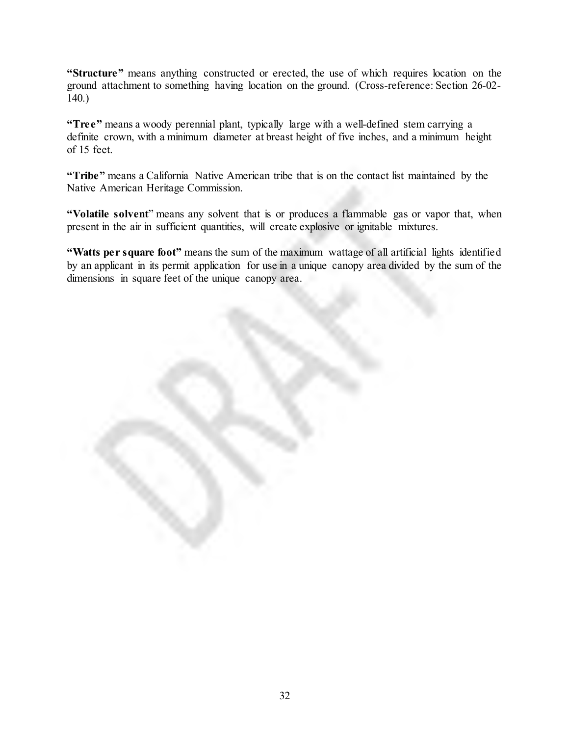**"Structure"** means anything constructed or erected, the use of which requires location on the ground attachment to something having location on the ground. (Cross-reference: Section 26-02-140.)

**"Tree"** means a woody perennial plant, typically large with a well-defined stem carrying a definite crown, with a minimum diameter at breast height of five inches, and a minimum height of 15 feet.

**"Tribe"** means a California Native American tribe that is on the contact list maintained by the Native American Heritage Commission.

**"Volatile solvent"** means any solvent that is or produces a flammable gas or vapor that, when present in the air in sufficient quantities, will create explosive or ignitable mixtures.

**"Watts per square foot"** means the sum of the maximum wattage of all artificial lights identified by an applicant in its permit application for use in a unique canopy area divided by the sum of the dimensions in square feet of the unique canopy area.